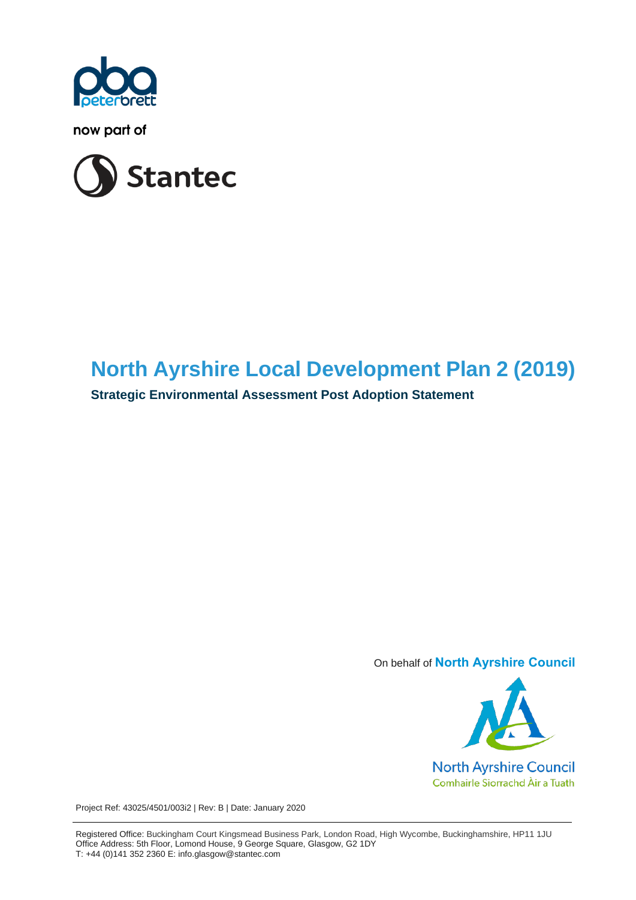now part of

# North Ayrshire Local Development Plan 2 (2019)

**Strategic Environmental Assessment Post Adoption Statement**

On behalf of **North Ayrshire Council**

North Ayrshire Council
Comhairle Siorrachd Àir a Tuath

Project Ref: 43025/4501/003i2 | Rev: B | Date: January 2020

Registered Office: Buckingham Court Kingsmead Business Park, London Road, High Wycombe, Buckinghamshire, HP11 1JU
Office Address: 5th Floor, Lomond House, 9 George Square, Glasgow, G2 1DY
T: +44 (0)141 352 2360 E: info.glasgow@stantec.com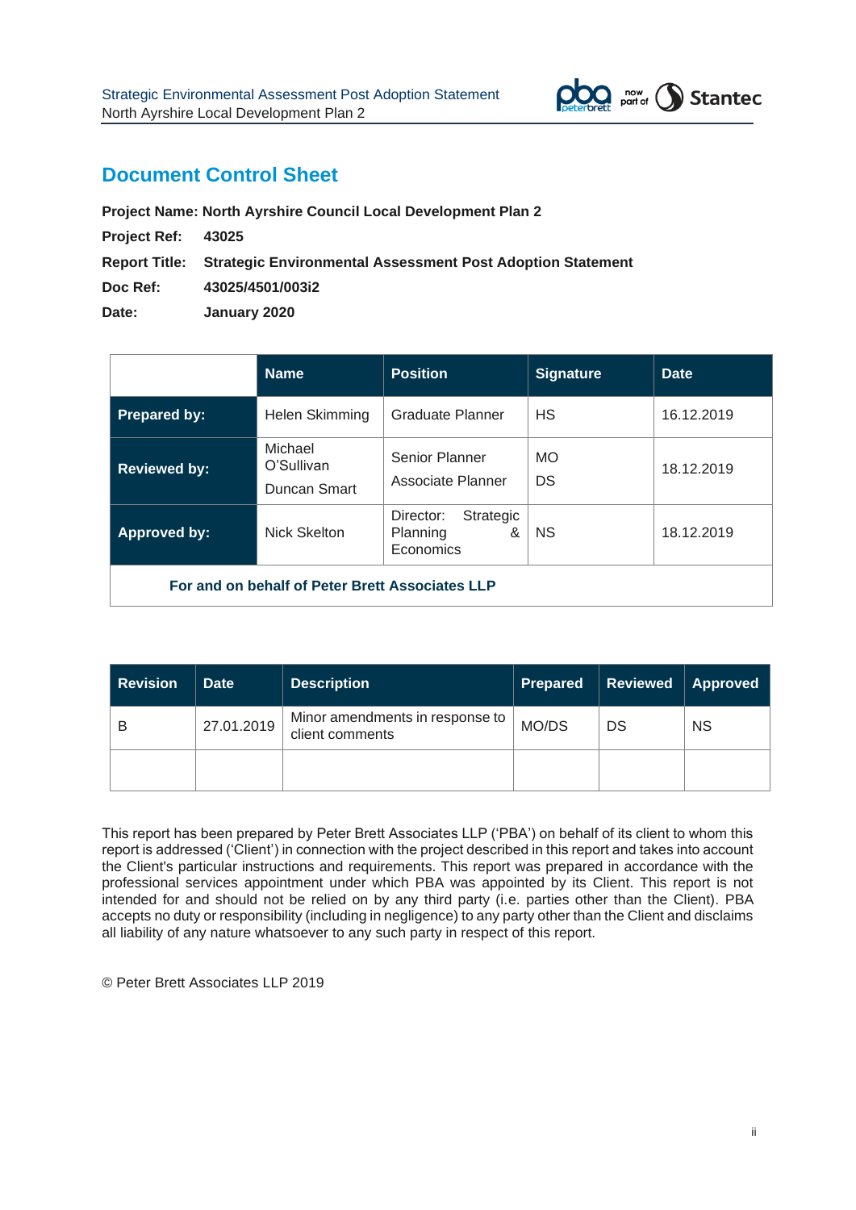# Document Control Sheet

**Project Name: North Ayrshire Council Local Development Plan 2**

**Project Ref:** **43025**

**Report Title:** **Strategic Environmental Assessment Post Adoption Statement**

**Doc Ref:** **43025/4501/003i2**

**Date:** **January 2020**

| | Name | Position | Signature | Date |
|---|---|---|---|---|
| **Prepared by:** | Helen Skimming | Graduate Planner | HS | 16.12.2019 |
| **Reviewed by:** | Michael O'Sullivan<br>Duncan Smart | Senior Planner<br>Associate Planner | MO<br>DS | 18.12.2019 |
| **Approved by:** | Nick Skelton | Director: Strategic Planning & Economics | NS | 18.12.2019 |
| **For and on behalf of Peter Brett Associates LLP** | | | | |

| Revision | Date | Description | Prepared | Reviewed | Approved |
|---|---|---|---|---|---|
| B | 27.01.2019 | Minor amendments in response to client comments | MO/DS | DS | NS |
| | | | | | |

This report has been prepared by Peter Brett Associates LLP ('PBA') on behalf of its client to whom this report is addressed ('Client') in connection with the project described in this report and takes into account the Client's particular instructions and requirements. This report was prepared in accordance with the professional services appointment under which PBA was appointed by its Client. This report is not intended for and should not be relied on by any third party (i.e. parties other than the Client). PBA accepts no duty or responsibility (including in negligence) to any party other than the Client and disclaims all liability of any nature whatsoever to any such party in respect of this report.

© Peter Brett Associates LLP 2019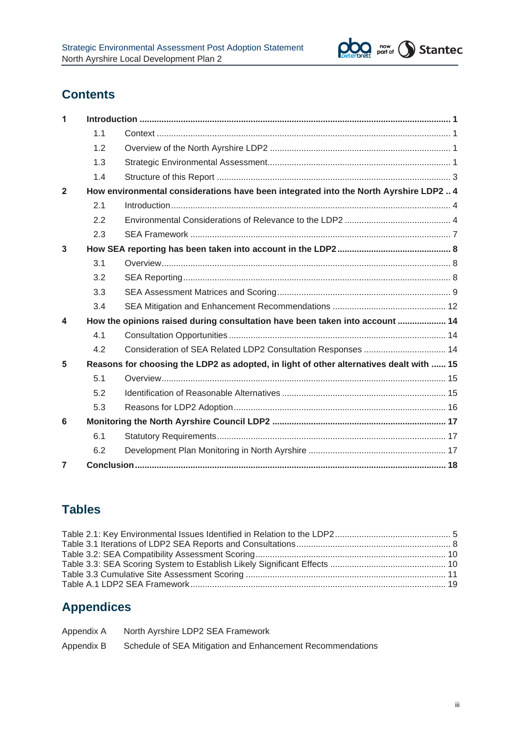## Contents

| | | | |
|---|---|---|---|
| **1** | **Introduction** | | **1** |
| | 1.1 | Context | 1 |
| | 1.2 | Overview of the North Ayrshire LDP2 | 1 |
| | 1.3 | Strategic Environmental Assessment | 1 |
| | 1.4 | Structure of this Report | 3 |
| **2** | **How environmental considerations have been integrated into the North Ayrshire LDP2** | | **4** |
| | 2.1 | Introduction | 4 |
| | 2.2 | Environmental Considerations of Relevance to the LDP2 | 4 |
| | 2.3 | SEA Framework | 7 |
| **3** | **How SEA reporting has been taken into account in the LDP2** | | **8** |
| | 3.1 | Overview | 8 |
| | 3.2 | SEA Reporting | 8 |
| | 3.3 | SEA Assessment Matrices and Scoring | 9 |
| | 3.4 | SEA Mitigation and Enhancement Recommendations | 12 |
| **4** | **How the opinions raised during consultation have been taken into account** | | **14** |
| | 4.1 | Consultation Opportunities | 14 |
| | 4.2 | Consideration of SEA Related LDP2 Consultation Responses | 14 |
| **5** | **Reasons for choosing the LDP2 as adopted, in light of other alternatives dealt with** | | **15** |
| | 5.1 | Overview | 15 |
| | 5.2 | Identification of Reasonable Alternatives | 15 |
| | 5.3 | Reasons for LDP2 Adoption | 16 |
| **6** | **Monitoring the North Ayrshire Council LDP2** | | **17** |
| | 6.1 | Statutory Requirements | 17 |
| | 6.2 | Development Plan Monitoring in North Ayrshire | 17 |
| **7** | **Conclusion** | | **18** |

## Tables

| | |
|---|---|
| Table 2.1: Key Environmental Issues Identified in Relation to the LDP2 | 5 |
| Table 3.1 Iterations of LDP2 SEA Reports and Consultations | 8 |
| Table 3.2: SEA Compatibility Assessment Scoring | 10 |
| Table 3.3: SEA Scoring System to Establish Likely Significant Effects | 10 |
| Table 3.3 Cumulative Site Assessment Scoring | 11 |
| Table A.1 LDP2 SEA Framework | 19 |

## Appendices

| | |
|---|---|
| Appendix A | North Ayrshire LDP2 SEA Framework |
| Appendix B | Schedule of SEA Mitigation and Enhancement Recommendations |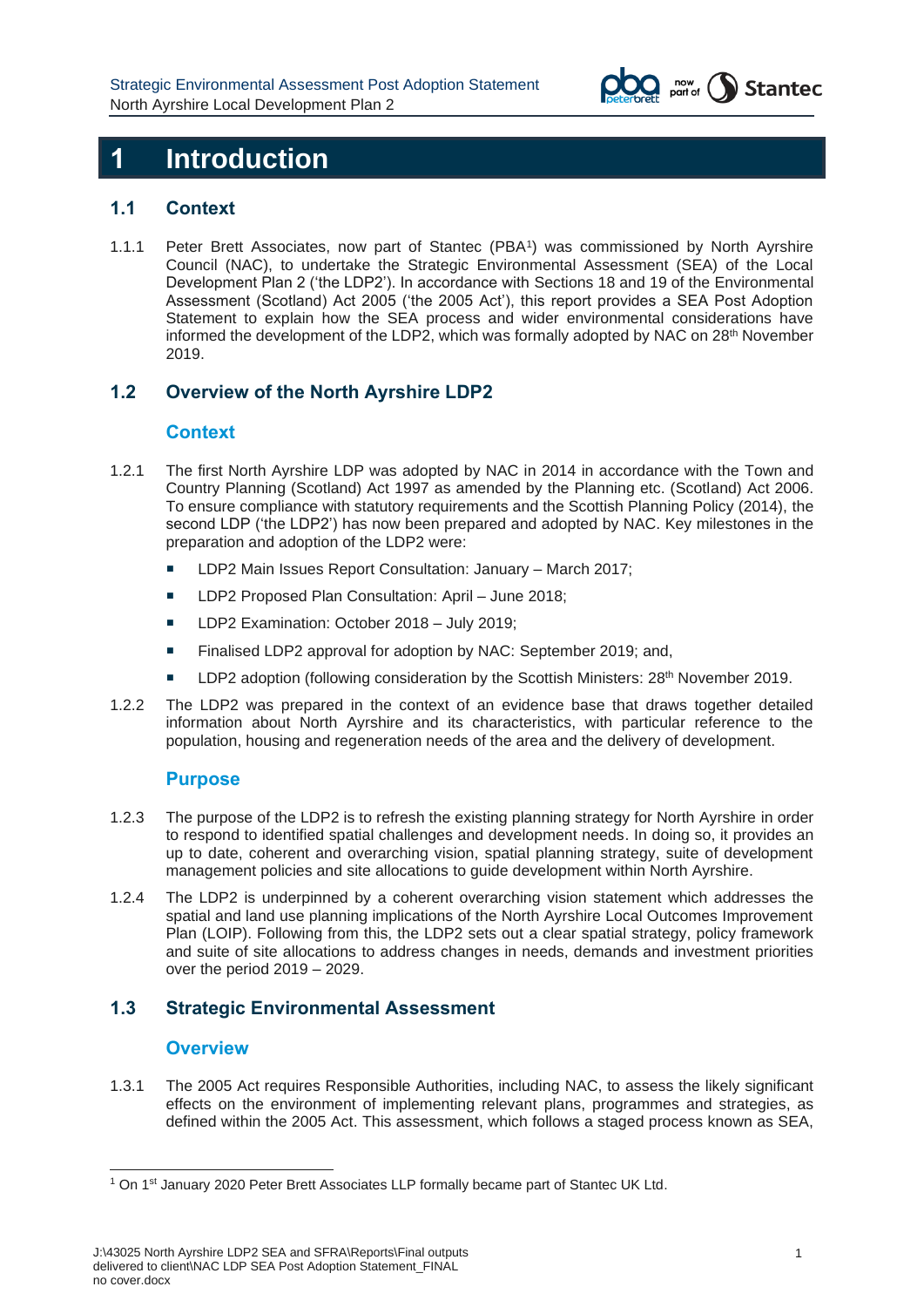# 1 Introduction

## 1.1 Context

1.1.1 Peter Brett Associates, now part of Stantec (PBA[1]) was commissioned by North Ayrshire Council (NAC), to undertake the Strategic Environmental Assessment (SEA) of the Local Development Plan 2 ('the LDP2'). In accordance with Sections 18 and 19 of the Environmental Assessment (Scotland) Act 2005 ('the 2005 Act'), this report provides a SEA Post Adoption Statement to explain how the SEA process and wider environmental considerations have informed the development of the LDP2, which was formally adopted by NAC on 28th November 2019.

## 1.2 Overview of the North Ayrshire LDP2

### Context

1.2.1 The first North Ayrshire LDP was adopted by NAC in 2014 in accordance with the Town and Country Planning (Scotland) Act 1997 as amended by the Planning etc. (Scotland) Act 2006. To ensure compliance with statutory requirements and the Scottish Planning Policy (2014), the second LDP ('the LDP2') has now been prepared and adopted by NAC. Key milestones in the preparation and adoption of the LDP2 were:

- LDP2 Main Issues Report Consultation: January – March 2017;
- LDP2 Proposed Plan Consultation: April – June 2018;
- LDP2 Examination: October 2018 – July 2019;
- Finalised LDP2 approval for adoption by NAC: September 2019; and,
- LDP2 adoption (following consideration by the Scottish Ministers: 28th November 2019.

1.2.2 The LDP2 was prepared in the context of an evidence base that draws together detailed information about North Ayrshire and its characteristics, with particular reference to the population, housing and regeneration needs of the area and the delivery of development.

### Purpose

1.2.3 The purpose of the LDP2 is to refresh the existing planning strategy for North Ayrshire in order to respond to identified spatial challenges and development needs. In doing so, it provides an up to date, coherent and overarching vision, spatial planning strategy, suite of development management policies and site allocations to guide development within North Ayrshire.

1.2.4 The LDP2 is underpinned by a coherent overarching vision statement which addresses the spatial and land use planning implications of the North Ayrshire Local Outcomes Improvement Plan (LOIP). Following from this, the LDP2 sets out a clear spatial strategy, policy framework and suite of site allocations to address changes in needs, demands and investment priorities over the period 2019 – 2029.

## 1.3 Strategic Environmental Assessment

### Overview

1.3.1 The 2005 Act requires Responsible Authorities, including NAC, to assess the likely significant effects on the environment of implementing relevant plans, programmes and strategies, as defined within the 2005 Act. This assessment, which follows a staged process known as SEA,

[1] On 1st January 2020 Peter Brett Associates LLP formally became part of Stantec UK Ltd.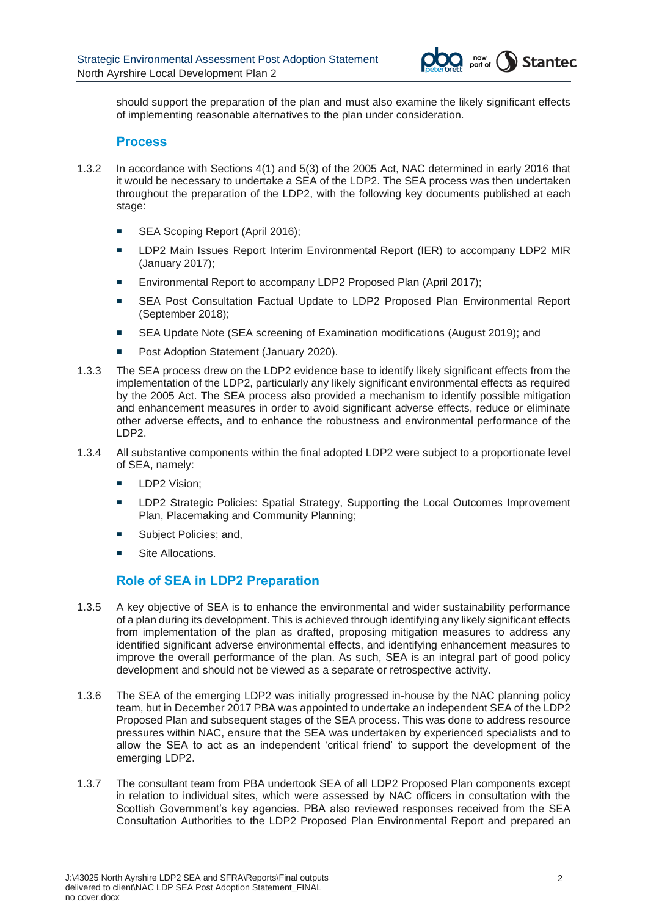should support the preparation of the plan and must also examine the likely significant effects of implementing reasonable alternatives to the plan under consideration.

### Process

1.3.2 In accordance with Sections 4(1) and 5(3) of the 2005 Act, NAC determined in early 2016 that it would be necessary to undertake a SEA of the LDP2. The SEA process was then undertaken throughout the preparation of the LDP2, with the following key documents published at each stage:

- SEA Scoping Report (April 2016);
- LDP2 Main Issues Report Interim Environmental Report (IER) to accompany LDP2 MIR (January 2017);
- Environmental Report to accompany LDP2 Proposed Plan (April 2017);
- SEA Post Consultation Factual Update to LDP2 Proposed Plan Environmental Report (September 2018);
- SEA Update Note (SEA screening of Examination modifications (August 2019); and
- Post Adoption Statement (January 2020).

1.3.3 The SEA process drew on the LDP2 evidence base to identify likely significant effects from the implementation of the LDP2, particularly any likely significant environmental effects as required by the 2005 Act. The SEA process also provided a mechanism to identify possible mitigation and enhancement measures in order to avoid significant adverse effects, reduce or eliminate other adverse effects, and to enhance the robustness and environmental performance of the LDP2.

1.3.4 All substantive components within the final adopted LDP2 were subject to a proportionate level of SEA, namely:

- LDP2 Vision;
- LDP2 Strategic Policies: Spatial Strategy, Supporting the Local Outcomes Improvement Plan, Placemaking and Community Planning;
- Subject Policies; and,
- Site Allocations.

### Role of SEA in LDP2 Preparation

1.3.5 A key objective of SEA is to enhance the environmental and wider sustainability performance of a plan during its development. This is achieved through identifying any likely significant effects from implementation of the plan as drafted, proposing mitigation measures to address any identified significant adverse environmental effects, and identifying enhancement measures to improve the overall performance of the plan. As such, SEA is an integral part of good policy development and should not be viewed as a separate or retrospective activity.

1.3.6 The SEA of the emerging LDP2 was initially progressed in-house by the NAC planning policy team, but in December 2017 PBA was appointed to undertake an independent SEA of the LDP2 Proposed Plan and subsequent stages of the SEA process. This was done to address resource pressures within NAC, ensure that the SEA was undertaken by experienced specialists and to allow the SEA to act as an independent 'critical friend' to support the development of the emerging LDP2.

1.3.7 The consultant team from PBA undertook SEA of all LDP2 Proposed Plan components except in relation to individual sites, which were assessed by NAC officers in consultation with the Scottish Government's key agencies. PBA also reviewed responses received from the SEA Consultation Authorities to the LDP2 Proposed Plan Environmental Report and prepared an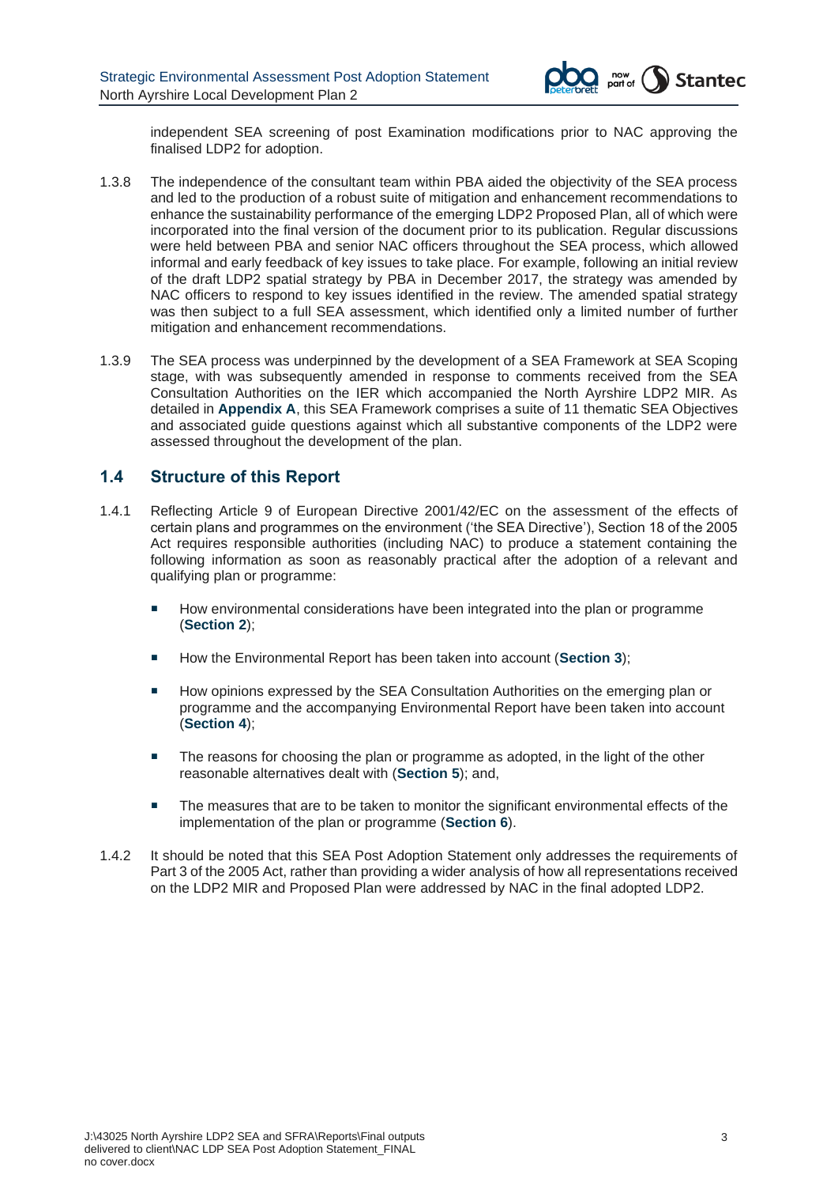independent SEA screening of post Examination modifications prior to NAC approving the finalised LDP2 for adoption.

1.3.8 The independence of the consultant team within PBA aided the objectivity of the SEA process and led to the production of a robust suite of mitigation and enhancement recommendations to enhance the sustainability performance of the emerging LDP2 Proposed Plan, all of which were incorporated into the final version of the document prior to its publication. Regular discussions were held between PBA and senior NAC officers throughout the SEA process, which allowed informal and early feedback of key issues to take place. For example, following an initial review of the draft LDP2 spatial strategy by PBA in December 2017, the strategy was amended by NAC officers to respond to key issues identified in the review. The amended spatial strategy was then subject to a full SEA assessment, which identified only a limited number of further mitigation and enhancement recommendations.

1.3.9 The SEA process was underpinned by the development of a SEA Framework at SEA Scoping stage, with was subsequently amended in response to comments received from the SEA Consultation Authorities on the IER which accompanied the North Ayrshire LDP2 MIR. As detailed in **Appendix A**, this SEA Framework comprises a suite of 11 thematic SEA Objectives and associated guide questions against which all substantive components of the LDP2 were assessed throughout the development of the plan.

## 1.4 Structure of this Report

1.4.1 Reflecting Article 9 of European Directive 2001/42/EC on the assessment of the effects of certain plans and programmes on the environment ('the SEA Directive'), Section 18 of the 2005 Act requires responsible authorities (including NAC) to produce a statement containing the following information as soon as reasonably practical after the adoption of a relevant and qualifying plan or programme:

- How environmental considerations have been integrated into the plan or programme (**Section 2**);
- How the Environmental Report has been taken into account (**Section 3**);
- How opinions expressed by the SEA Consultation Authorities on the emerging plan or programme and the accompanying Environmental Report have been taken into account (**Section 4**);
- The reasons for choosing the plan or programme as adopted, in the light of the other reasonable alternatives dealt with (**Section 5**); and,
- The measures that are to be taken to monitor the significant environmental effects of the implementation of the plan or programme (**Section 6**).

1.4.2 It should be noted that this SEA Post Adoption Statement only addresses the requirements of Part 3 of the 2005 Act, rather than providing a wider analysis of how all representations received on the LDP2 MIR and Proposed Plan were addressed by NAC in the final adopted LDP2.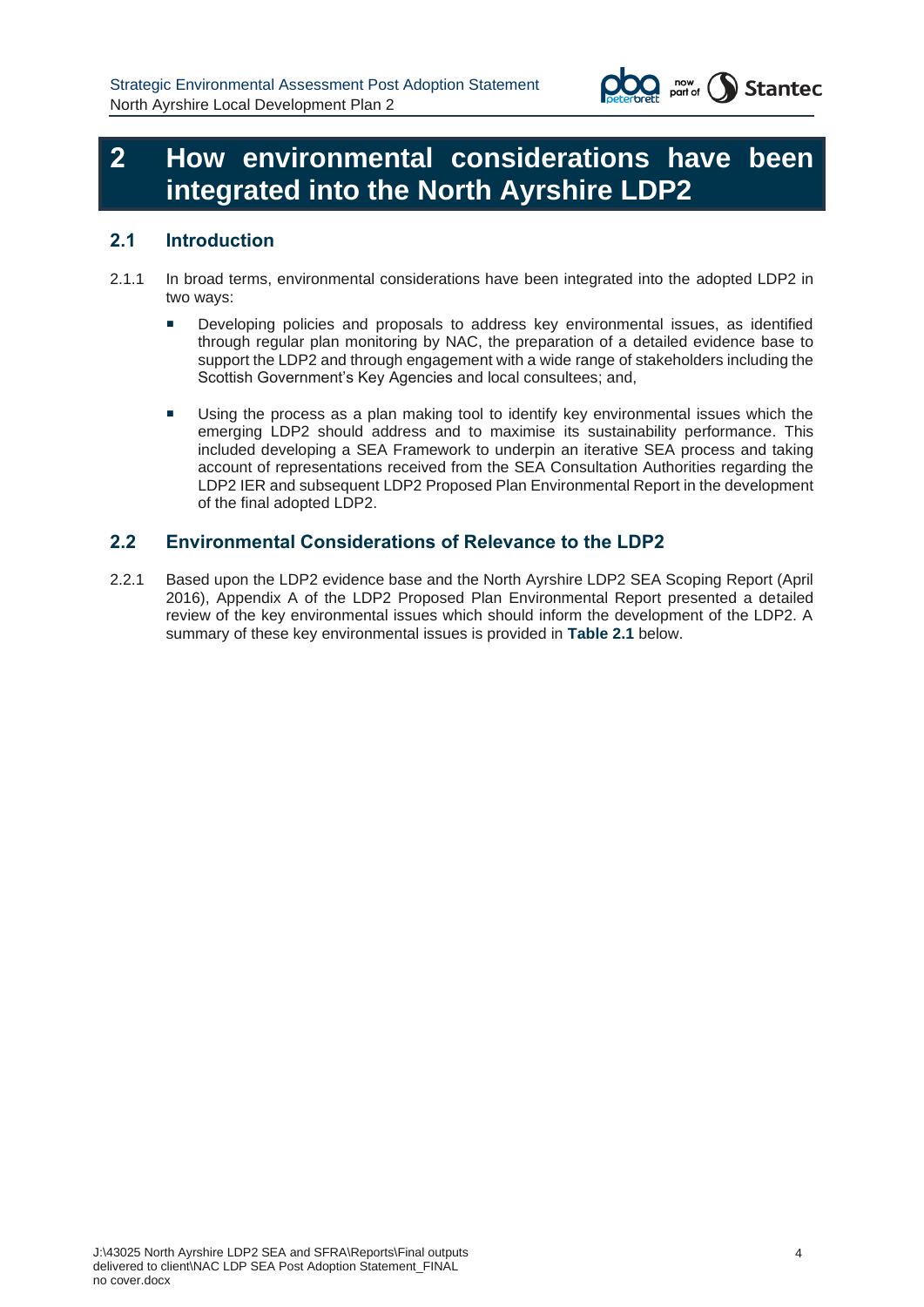# 2 How environmental considerations have been integrated into the North Ayrshire LDP2

## 2.1 Introduction

2.1.1 In broad terms, environmental considerations have been integrated into the adopted LDP2 in two ways:

- Developing policies and proposals to address key environmental issues, as identified through regular plan monitoring by NAC, the preparation of a detailed evidence base to support the LDP2 and through engagement with a wide range of stakeholders including the Scottish Government's Key Agencies and local consultees; and,
- Using the process as a plan making tool to identify key environmental issues which the emerging LDP2 should address and to maximise its sustainability performance. This included developing a SEA Framework to underpin an iterative SEA process and taking account of representations received from the SEA Consultation Authorities regarding the LDP2 IER and subsequent LDP2 Proposed Plan Environmental Report in the development of the final adopted LDP2.

## 2.2 Environmental Considerations of Relevance to the LDP2

2.2.1 Based upon the LDP2 evidence base and the North Ayrshire LDP2 SEA Scoping Report (April 2016), Appendix A of the LDP2 Proposed Plan Environmental Report presented a detailed review of the key environmental issues which should inform the development of the LDP2. A summary of these key environmental issues is provided in **Table 2.1** below.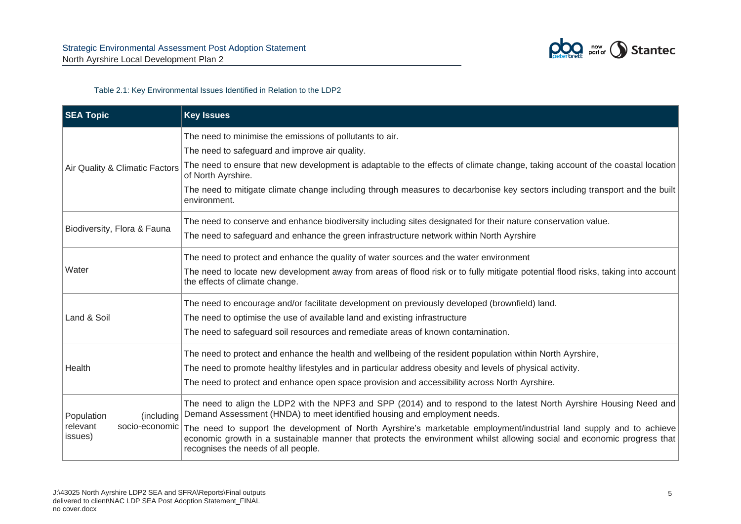Table 2.1: Key Environmental Issues Identified in Relation to the LDP2

| SEA Topic | Key Issues |
| --- | --- |
| Air Quality & Climatic Factors | The need to minimise the emissions of pollutants to air.<br>The need to safeguard and improve air quality.<br>The need to ensure that new development is adaptable to the effects of climate change, taking account of the coastal location of North Ayrshire.<br>The need to mitigate climate change including through measures to decarbonise key sectors including transport and the built environment. |
| Biodiversity, Flora & Fauna | The need to conserve and enhance biodiversity including sites designated for their nature conservation value.<br>The need to safeguard and enhance the green infrastructure network within North Ayrshire |
| Water | The need to protect and enhance the quality of water sources and the water environment<br>The need to locate new development away from areas of flood risk or to fully mitigate potential flood risks, taking into account the effects of climate change. |
| Land & Soil | The need to encourage and/or facilitate development on previously developed (brownfield) land.<br>The need to optimise the use of available land and existing infrastructure<br>The need to safeguard soil resources and remediate areas of known contamination. |
| Health | The need to protect and enhance the health and wellbeing of the resident population within North Ayrshire,<br>The need to promote healthy lifestyles and in particular address obesity and levels of physical activity.<br>The need to protect and enhance open space provision and accessibility across North Ayrshire. |
| Population (including relevant socio-economic issues) | The need to align the LDP2 with the NPF3 and SPP (2014) and to respond to the latest North Ayrshire Housing Need and Demand Assessment (HNDA) to meet identified housing and employment needs.<br>The need to support the development of North Ayrshire's marketable employment/industrial land supply and to achieve economic growth in a sustainable manner that protects the environment whilst allowing social and economic progress that recognises the needs of all people. |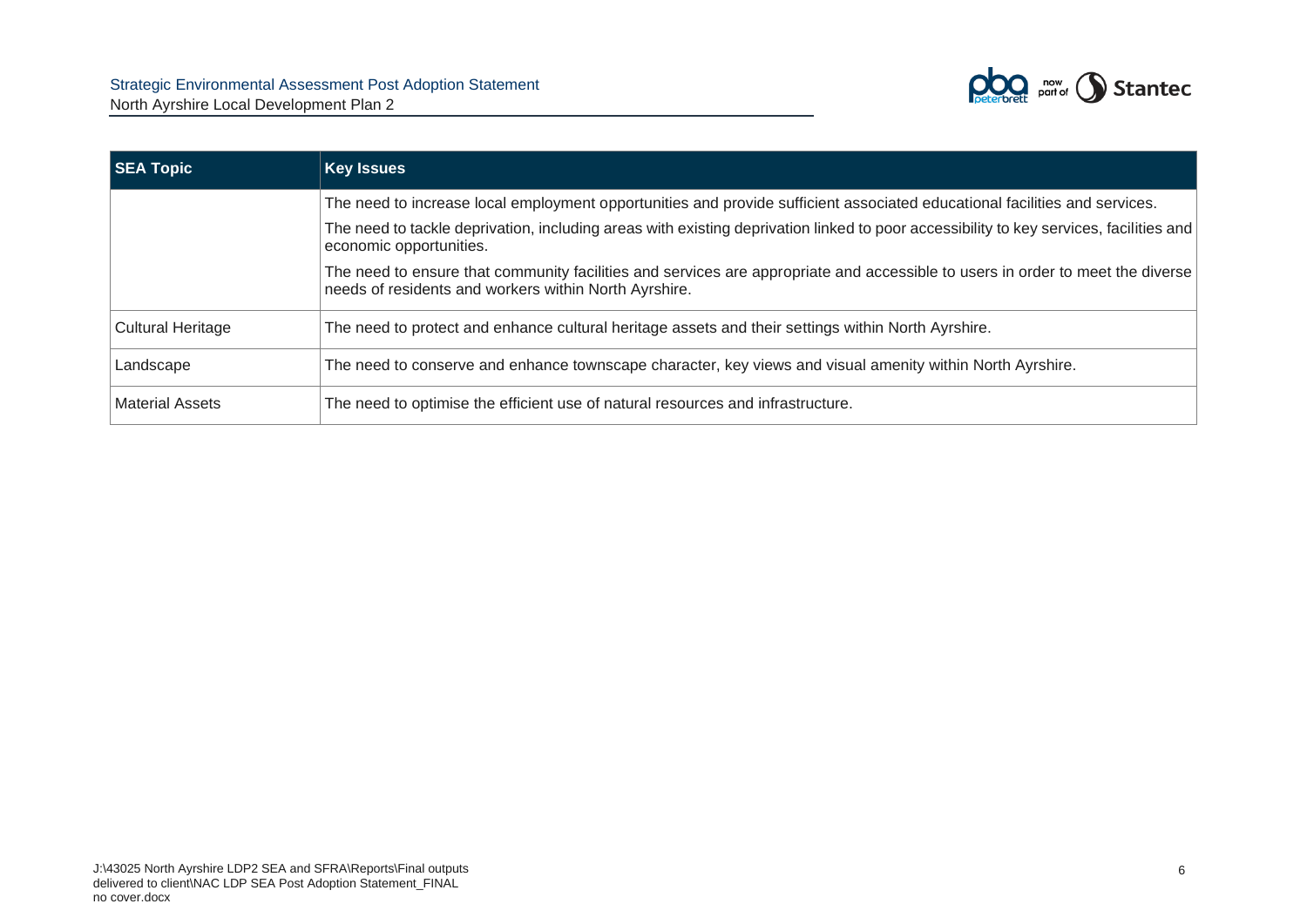| SEA Topic | Key Issues |
| --- | --- |
| | The need to increase local employment opportunities and provide sufficient associated educational facilities and services.<br>The need to tackle deprivation, including areas with existing deprivation linked to poor accessibility to key services, facilities and economic opportunities.<br>The need to ensure that community facilities and services are appropriate and accessible to users in order to meet the diverse needs of residents and workers within North Ayrshire. |
| Cultural Heritage | The need to protect and enhance cultural heritage assets and their settings within North Ayrshire. |
| Landscape | The need to conserve and enhance townscape character, key views and visual amenity within North Ayrshire. |
| Material Assets | The need to optimise the efficient use of natural resources and infrastructure. |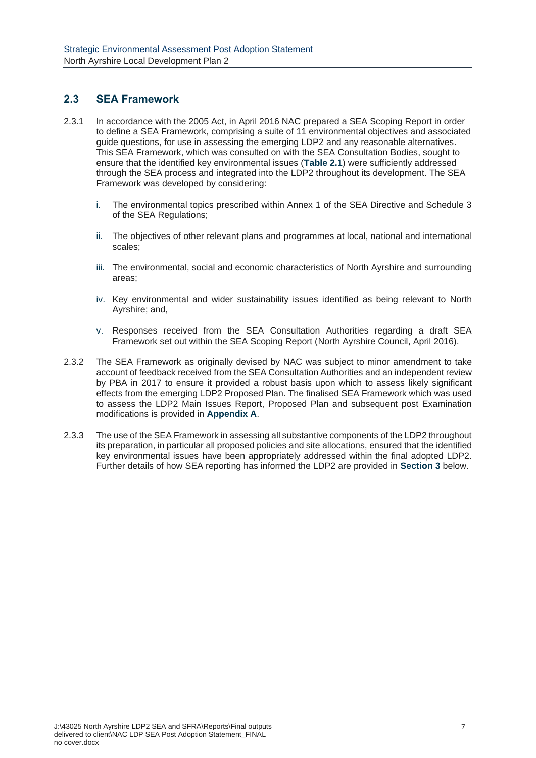## 2.3 SEA Framework

2.3.1 In accordance with the 2005 Act, in April 2016 NAC prepared a SEA Scoping Report in order to define a SEA Framework, comprising a suite of 11 environmental objectives and associated guide questions, for use in assessing the emerging LDP2 and any reasonable alternatives. This SEA Framework, which was consulted on with the SEA Consultation Bodies, sought to ensure that the identified key environmental issues (**Table 2.1**) were sufficiently addressed through the SEA process and integrated into the LDP2 throughout its development. The SEA Framework was developed by considering:

i. The environmental topics prescribed within Annex 1 of the SEA Directive and Schedule 3 of the SEA Regulations;

ii. The objectives of other relevant plans and programmes at local, national and international scales;

iii. The environmental, social and economic characteristics of North Ayrshire and surrounding areas;

iv. Key environmental and wider sustainability issues identified as being relevant to North Ayrshire; and,

v. Responses received from the SEA Consultation Authorities regarding a draft SEA Framework set out within the SEA Scoping Report (North Ayrshire Council, April 2016).

2.3.2 The SEA Framework as originally devised by NAC was subject to minor amendment to take account of feedback received from the SEA Consultation Authorities and an independent review by PBA in 2017 to ensure it provided a robust basis upon which to assess likely significant effects from the emerging LDP2 Proposed Plan. The finalised SEA Framework which was used to assess the LDP2 Main Issues Report, Proposed Plan and subsequent post Examination modifications is provided in **Appendix A**.

2.3.3 The use of the SEA Framework in assessing all substantive components of the LDP2 throughout its preparation, in particular all proposed policies and site allocations, ensured that the identified key environmental issues have been appropriately addressed within the final adopted LDP2. Further details of how SEA reporting has informed the LDP2 are provided in **Section 3** below.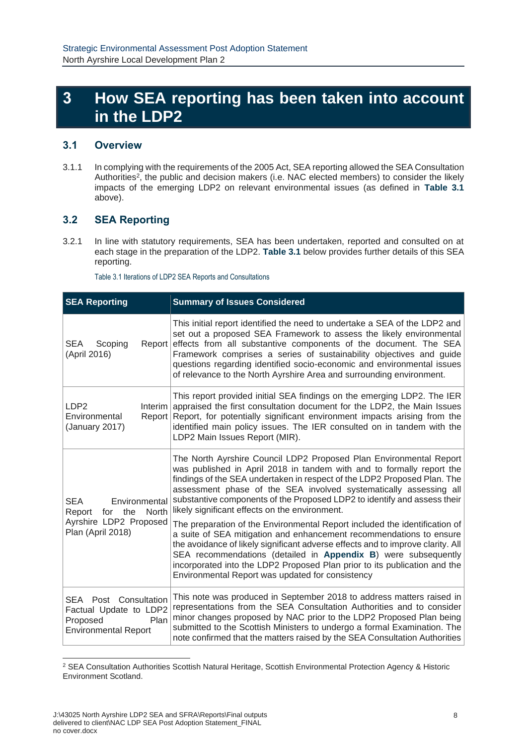# 3 How SEA reporting has been taken into account in the LDP2

## 3.1 Overview

3.1.1 In complying with the requirements of the 2005 Act, SEA reporting allowed the SEA Consultation Authorities[2], the public and decision makers (i.e. NAC elected members) to consider the likely impacts of the emerging LDP2 on relevant environmental issues (as defined in **Table 3.1** above).

## 3.2 SEA Reporting

3.2.1 In line with statutory requirements, SEA has been undertaken, reported and consulted on at each stage in the preparation of the LDP2. **Table 3.1** below provides further details of this SEA reporting.

Table 3.1 Iterations of LDP2 SEA Reports and Consultations

| SEA Reporting | Summary of Issues Considered |
|---|---|
| SEA Scoping Report (April 2016) | This initial report identified the need to undertake a SEA of the LDP2 and set out a proposed SEA Framework to assess the likely environmental effects from all substantive components of the document. The SEA Framework comprises a series of sustainability objectives and guide questions regarding identified socio-economic and environmental issues of relevance to the North Ayrshire Area and surrounding environment. |
| LDP2 Interim Environmental Report (January 2017) | This report provided initial SEA findings on the emerging LDP2. The IER appraised the first consultation document for the LDP2, the Main Issues Report, for potentially significant environment impacts arising from the identified main policy issues. The IER consulted on in tandem with the LDP2 Main Issues Report (MIR). |
| SEA Environmental Report for the North Ayrshire LDP2 Proposed Plan (April 2018) | The North Ayrshire Council LDP2 Proposed Plan Environmental Report was published in April 2018 in tandem with and to formally report the findings of the SEA undertaken in respect of the LDP2 Proposed Plan. The assessment phase of the SEA involved systematically assessing all substantive components of the Proposed LDP2 to identify and assess their likely significant effects on the environment.<br><br>The preparation of the Environmental Report included the identification of a suite of SEA mitigation and enhancement recommendations to ensure the avoidance of likely significant adverse effects and to improve clarity. All SEA recommendations (detailed in **Appendix B**) were subsequently incorporated into the LDP2 Proposed Plan prior to its publication and the Environmental Report was updated for consistency |
| SEA Post Consultation Factual Update to LDP2 Proposed Plan Environmental Report | This note was produced in September 2018 to address matters raised in representations from the SEA Consultation Authorities and to consider minor changes proposed by NAC prior to the LDP2 Proposed Plan being submitted to the Scottish Ministers to undergo a formal Examination. The note confirmed that the matters raised by the SEA Consultation Authorities |

[2] SEA Consultation Authorities Scottish Natural Heritage, Scottish Environmental Protection Agency & Historic Environment Scotland.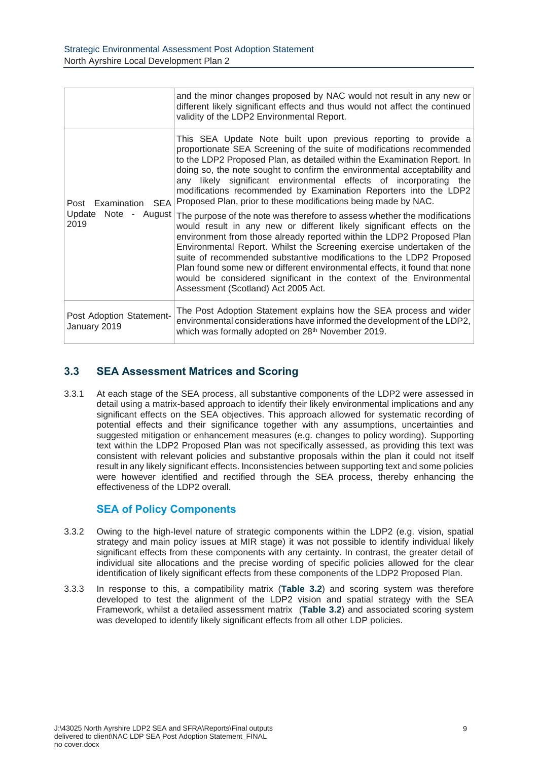| | |
|---|---|
| | and the minor changes proposed by NAC would not result in any new or different likely significant effects and thus would not affect the continued validity of the LDP2 Environmental Report. |
| Post Examination SEA Update Note - August 2019 | This SEA Update Note built upon previous reporting to provide a proportionate SEA Screening of the suite of modifications recommended to the LDP2 Proposed Plan, as detailed within the Examination Report. In doing so, the note sought to confirm the environmental acceptability and any likely significant environmental effects of incorporating the modifications recommended by Examination Reporters into the LDP2 Proposed Plan, prior to these modifications being made by NAC.<br><br>The purpose of the note was therefore to assess whether the modifications would result in any new or different likely significant effects on the environment from those already reported within the LDP2 Proposed Plan Environmental Report. Whilst the Screening exercise undertaken of the suite of recommended substantive modifications to the LDP2 Proposed Plan found some new or different environmental effects, it found that none would be considered significant in the context of the Environmental Assessment (Scotland) Act 2005 Act. |
| Post Adoption Statement- January 2019 | The Post Adoption Statement explains how the SEA process and wider environmental considerations have informed the development of the LDP2, which was formally adopted on 28th November 2019. |

## 3.3 SEA Assessment Matrices and Scoring

3.3.1 At each stage of the SEA process, all substantive components of the LDP2 were assessed in detail using a matrix-based approach to identify their likely environmental implications and any significant effects on the SEA objectives. This approach allowed for systematic recording of potential effects and their significance together with any assumptions, uncertainties and suggested mitigation or enhancement measures (e.g. changes to policy wording). Supporting text within the LDP2 Proposed Plan was not specifically assessed, as providing this text was consistent with relevant policies and substantive proposals within the plan it could not itself result in any likely significant effects. Inconsistencies between supporting text and some policies were however identified and rectified through the SEA process, thereby enhancing the effectiveness of the LDP2 overall.

### SEA of Policy Components

3.3.2 Owing to the high-level nature of strategic components within the LDP2 (e.g. vision, spatial strategy and main policy issues at MIR stage) it was not possible to identify individual likely significant effects from these components with any certainty. In contrast, the greater detail of individual site allocations and the precise wording of specific policies allowed for the clear identification of likely significant effects from these components of the LDP2 Proposed Plan.

3.3.3 In response to this, a compatibility matrix (**Table 3.2**) and scoring system was therefore developed to test the alignment of the LDP2 vision and spatial strategy with the SEA Framework, whilst a detailed assessment matrix (**Table 3.2**) and associated scoring system was developed to identify likely significant effects from all other LDP policies.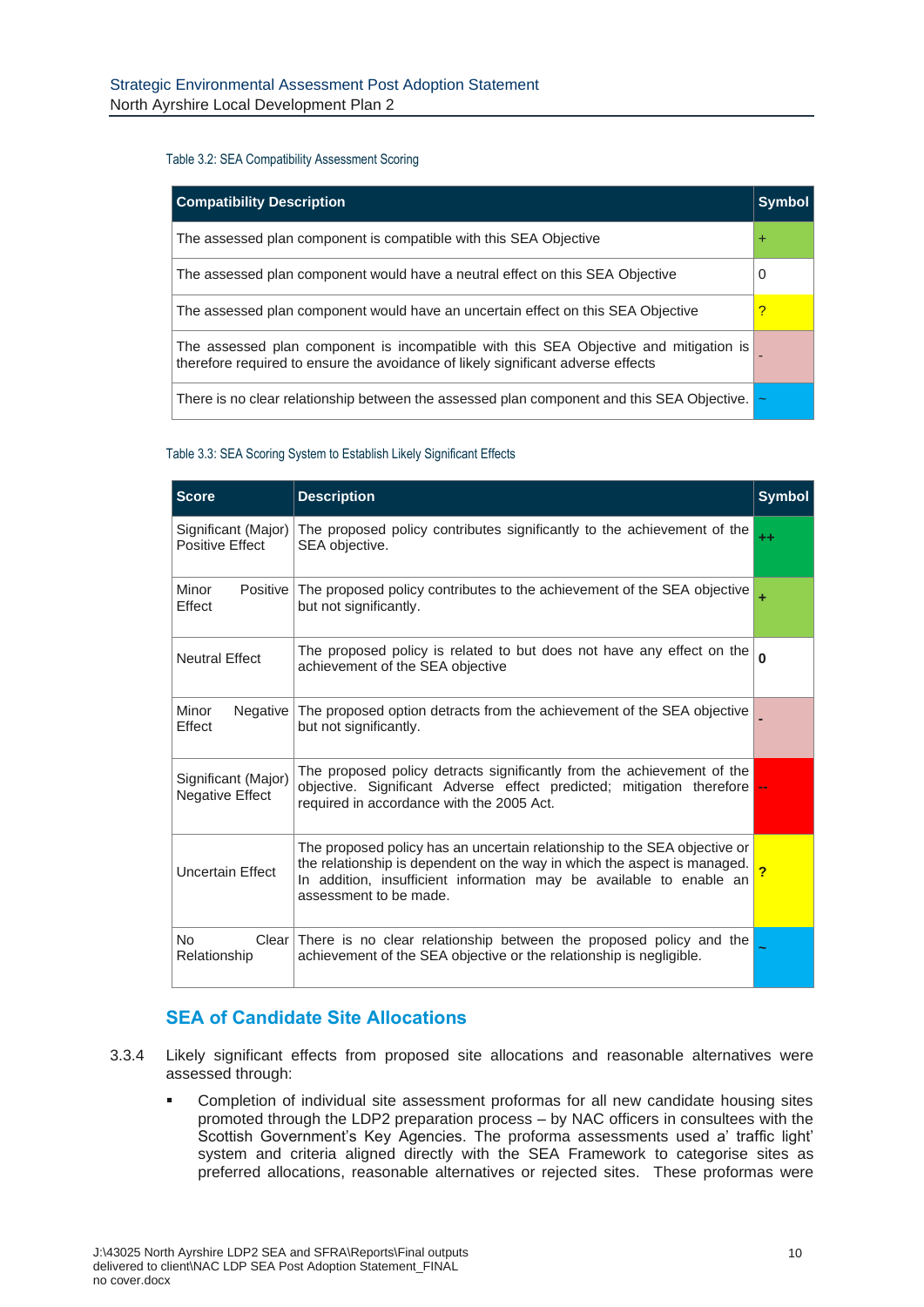Table 3.2: SEA Compatibility Assessment Scoring

| Compatibility Description | Symbol |
| --- | --- |
| The assessed plan component is compatible with this SEA Objective | + |
| The assessed plan component would have a neutral effect on this SEA Objective | 0 |
| The assessed plan component would have an uncertain effect on this SEA Objective | ? |
| The assessed plan component is incompatible with this SEA Objective and mitigation is therefore required to ensure the avoidance of likely significant adverse effects | - |
| There is no clear relationship between the assessed plan component and this SEA Objective. | ~ |

Table 3.3: SEA Scoring System to Establish Likely Significant Effects

| Score | Description | Symbol |
| --- | --- | --- |
| Significant (Major) Positive Effect | The proposed policy contributes significantly to the achievement of the SEA objective. | ++ |
| Minor Positive Effect | The proposed policy contributes to the achievement of the SEA objective but not significantly. | + |
| Neutral Effect | The proposed policy is related to but does not have any effect on the achievement of the SEA objective | 0 |
| Minor Negative Effect | The proposed option detracts from the achievement of the SEA objective but not significantly. | - |
| Significant (Major) Negative Effect | The proposed policy detracts significantly from the achievement of the objective. Significant Adverse effect predicted; mitigation therefore required in accordance with the 2005 Act. | -- |
| Uncertain Effect | The proposed policy has an uncertain relationship to the SEA objective or the relationship is dependent on the way in which the aspect is managed. In addition, insufficient information may be available to enable an assessment to be made. | ? |
| No Clear Relationship | There is no clear relationship between the proposed policy and the achievement of the SEA objective or the relationship is negligible. | ~ |

## SEA of Candidate Site Allocations

3.3.4 Likely significant effects from proposed site allocations and reasonable alternatives were assessed through:

- Completion of individual site assessment proformas for all new candidate housing sites promoted through the LDP2 preparation process – by NAC officers in consultees with the Scottish Government's Key Agencies. The proforma assessments used a' traffic light' system and criteria aligned directly with the SEA Framework to categorise sites as preferred allocations, reasonable alternatives or rejected sites. These proformas were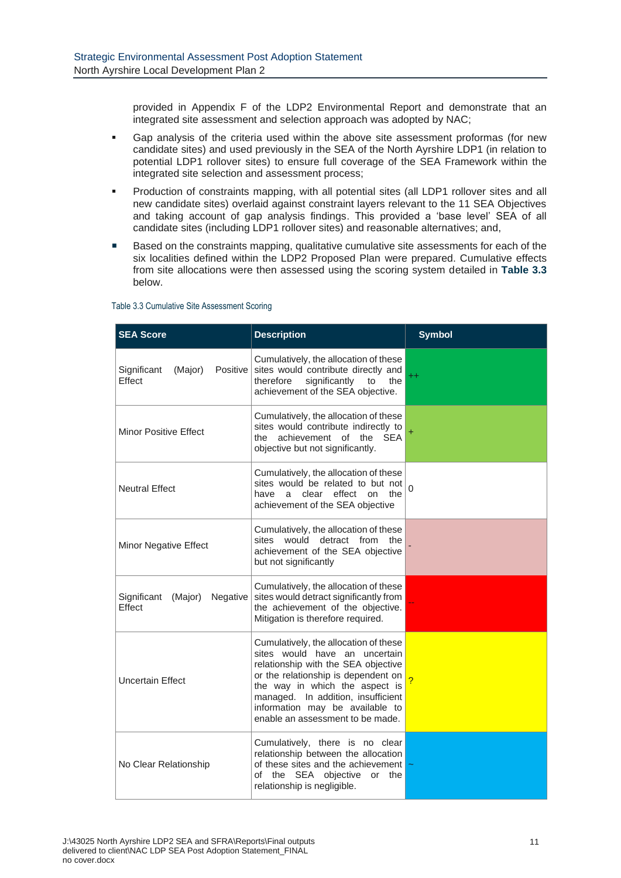provided in Appendix F of the LDP2 Environmental Report and demonstrate that an integrated site assessment and selection approach was adopted by NAC;

- Gap analysis of the criteria used within the above site assessment proformas (for new candidate sites) and used previously in the SEA of the North Ayrshire LDP1 (in relation to potential LDP1 rollover sites) to ensure full coverage of the SEA Framework within the integrated site selection and assessment process;
- Production of constraints mapping, with all potential sites (all LDP1 rollover sites and all new candidate sites) overlaid against constraint layers relevant to the 11 SEA Objectives and taking account of gap analysis findings. This provided a 'base level' SEA of all candidate sites (including LDP1 rollover sites) and reasonable alternatives; and,
- Based on the constraints mapping, qualitative cumulative site assessments for each of the six localities defined within the LDP2 Proposed Plan were prepared. Cumulative effects from site allocations were then assessed using the scoring system detailed in **Table 3.3** below.

Table 3.3 Cumulative Site Assessment Scoring

| SEA Score | Description | Symbol |
|---|---|---|
| Significant (Major) Positive Effect | Cumulatively, the allocation of these sites would contribute directly and therefore significantly to the achievement of the SEA objective. | ++ |
| Minor Positive Effect | Cumulatively, the allocation of these sites would contribute indirectly to the achievement of the SEA objective but not significantly. | + |
| Neutral Effect | Cumulatively, the allocation of these sites would be related to but not have a clear effect on the achievement of the SEA objective | 0 |
| Minor Negative Effect | Cumulatively, the allocation of these sites would detract from the achievement of the SEA objective but not significantly | - |
| Significant (Major) Negative Effect | Cumulatively, the allocation of these sites would detract significantly from the achievement of the objective. Mitigation is therefore required. | -- |
| Uncertain Effect | Cumulatively, the allocation of these sites would have an uncertain relationship with the SEA objective or the relationship is dependent on the way in which the aspect is managed. In addition, insufficient information may be available to enable an assessment to be made. | ? |
| No Clear Relationship | Cumulatively, there is no clear relationship between the allocation of these sites and the achievement of the SEA objective or the relationship is negligible. | ~ |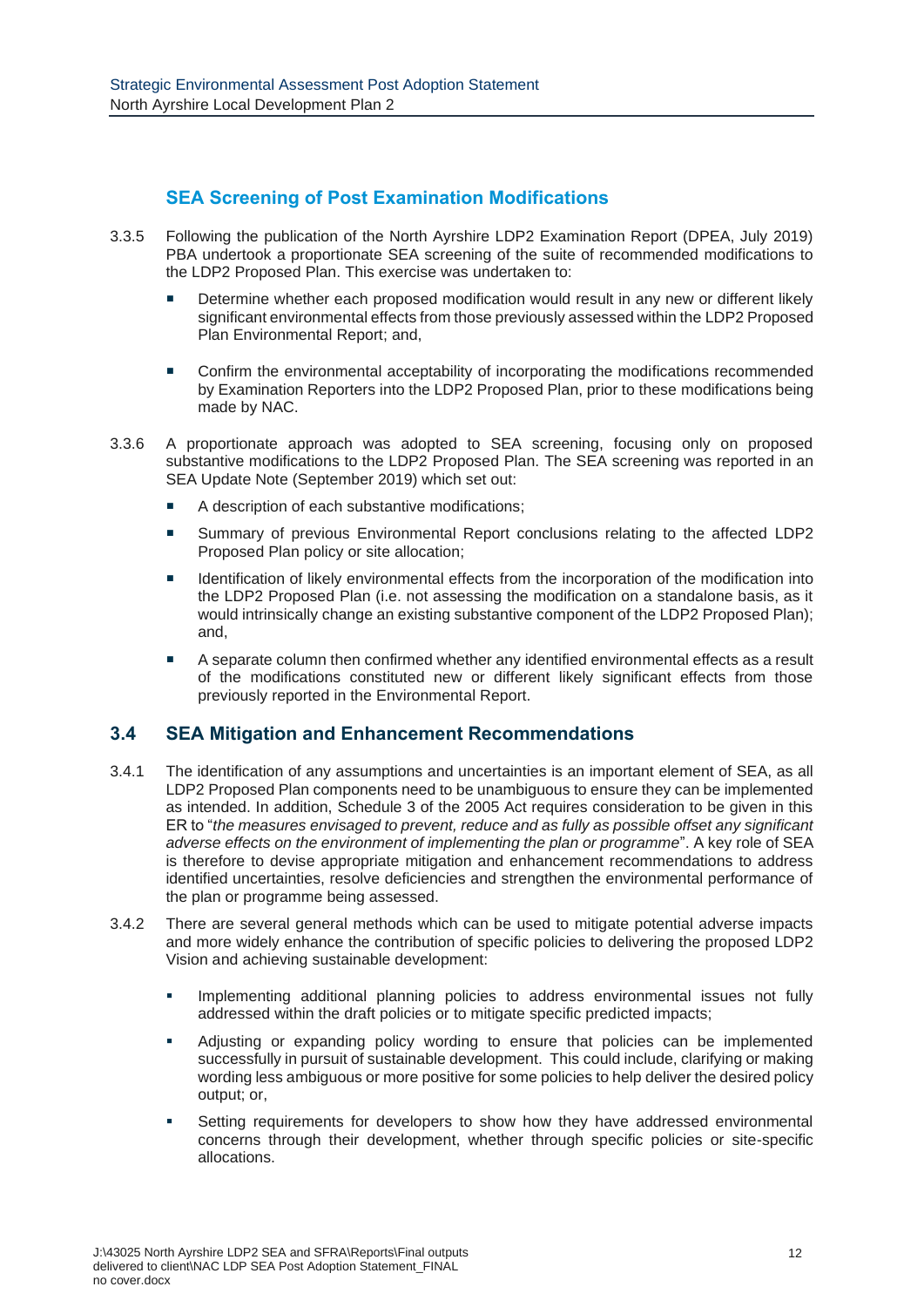### SEA Screening of Post Examination Modifications

3.3.5 Following the publication of the North Ayrshire LDP2 Examination Report (DPEA, July 2019) PBA undertook a proportionate SEA screening of the suite of recommended modifications to the LDP2 Proposed Plan. This exercise was undertaken to:

- Determine whether each proposed modification would result in any new or different likely significant environmental effects from those previously assessed within the LDP2 Proposed Plan Environmental Report; and,
- Confirm the environmental acceptability of incorporating the modifications recommended by Examination Reporters into the LDP2 Proposed Plan, prior to these modifications being made by NAC.

3.3.6 A proportionate approach was adopted to SEA screening, focusing only on proposed substantive modifications to the LDP2 Proposed Plan. The SEA screening was reported in an SEA Update Note (September 2019) which set out:

- A description of each substantive modifications;
- Summary of previous Environmental Report conclusions relating to the affected LDP2 Proposed Plan policy or site allocation;
- Identification of likely environmental effects from the incorporation of the modification into the LDP2 Proposed Plan (i.e. not assessing the modification on a standalone basis, as it would intrinsically change an existing substantive component of the LDP2 Proposed Plan); and,
- A separate column then confirmed whether any identified environmental effects as a result of the modifications constituted new or different likely significant effects from those previously reported in the Environmental Report.

## 3.4 SEA Mitigation and Enhancement Recommendations

3.4.1 The identification of any assumptions and uncertainties is an important element of SEA, as all LDP2 Proposed Plan components need to be unambiguous to ensure they can be implemented as intended. In addition, Schedule 3 of the 2005 Act requires consideration to be given in this ER to "*the measures envisaged to prevent, reduce and as fully as possible offset any significant adverse effects on the environment of implementing the plan or programme*". A key role of SEA is therefore to devise appropriate mitigation and enhancement recommendations to address identified uncertainties, resolve deficiencies and strengthen the environmental performance of the plan or programme being assessed.

3.4.2 There are several general methods which can be used to mitigate potential adverse impacts and more widely enhance the contribution of specific policies to delivering the proposed LDP2 Vision and achieving sustainable development:

- Implementing additional planning policies to address environmental issues not fully addressed within the draft policies or to mitigate specific predicted impacts;
- Adjusting or expanding policy wording to ensure that policies can be implemented successfully in pursuit of sustainable development. This could include, clarifying or making wording less ambiguous or more positive for some policies to help deliver the desired policy output; or,
- Setting requirements for developers to show how they have addressed environmental concerns through their development, whether through specific policies or site-specific allocations.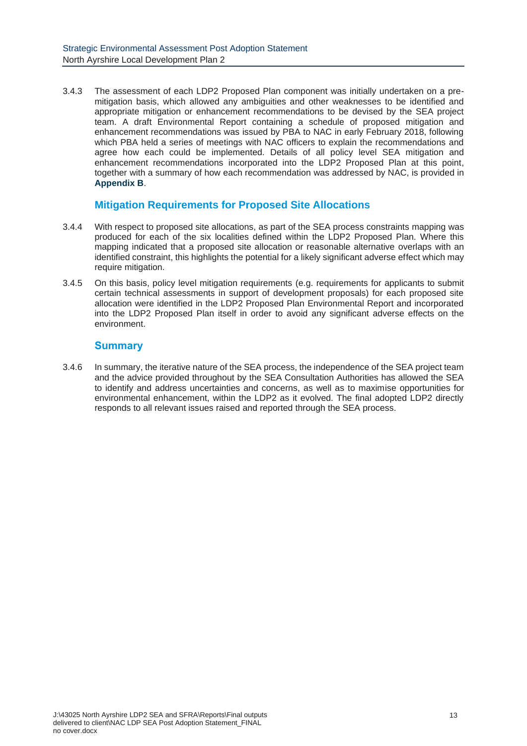3.4.3 The assessment of each LDP2 Proposed Plan component was initially undertaken on a pre-mitigation basis, which allowed any ambiguities and other weaknesses to be identified and appropriate mitigation or enhancement recommendations to be devised by the SEA project team. A draft Environmental Report containing a schedule of proposed mitigation and enhancement recommendations was issued by PBA to NAC in early February 2018, following which PBA held a series of meetings with NAC officers to explain the recommendations and agree how each could be implemented. Details of all policy level SEA mitigation and enhancement recommendations incorporated into the LDP2 Proposed Plan at this point, together with a summary of how each recommendation was addressed by NAC, is provided in **Appendix B**.

### Mitigation Requirements for Proposed Site Allocations

3.4.4 With respect to proposed site allocations, as part of the SEA process constraints mapping was produced for each of the six localities defined within the LDP2 Proposed Plan. Where this mapping indicated that a proposed site allocation or reasonable alternative overlaps with an identified constraint, this highlights the potential for a likely significant adverse effect which may require mitigation.

3.4.5 On this basis, policy level mitigation requirements (e.g. requirements for applicants to submit certain technical assessments in support of development proposals) for each proposed site allocation were identified in the LDP2 Proposed Plan Environmental Report and incorporated into the LDP2 Proposed Plan itself in order to avoid any significant adverse effects on the environment.

### Summary

3.4.6 In summary, the iterative nature of the SEA process, the independence of the SEA project team and the advice provided throughout by the SEA Consultation Authorities has allowed the SEA to identify and address uncertainties and concerns, as well as to maximise opportunities for environmental enhancement, within the LDP2 as it evolved. The final adopted LDP2 directly responds to all relevant issues raised and reported through the SEA process.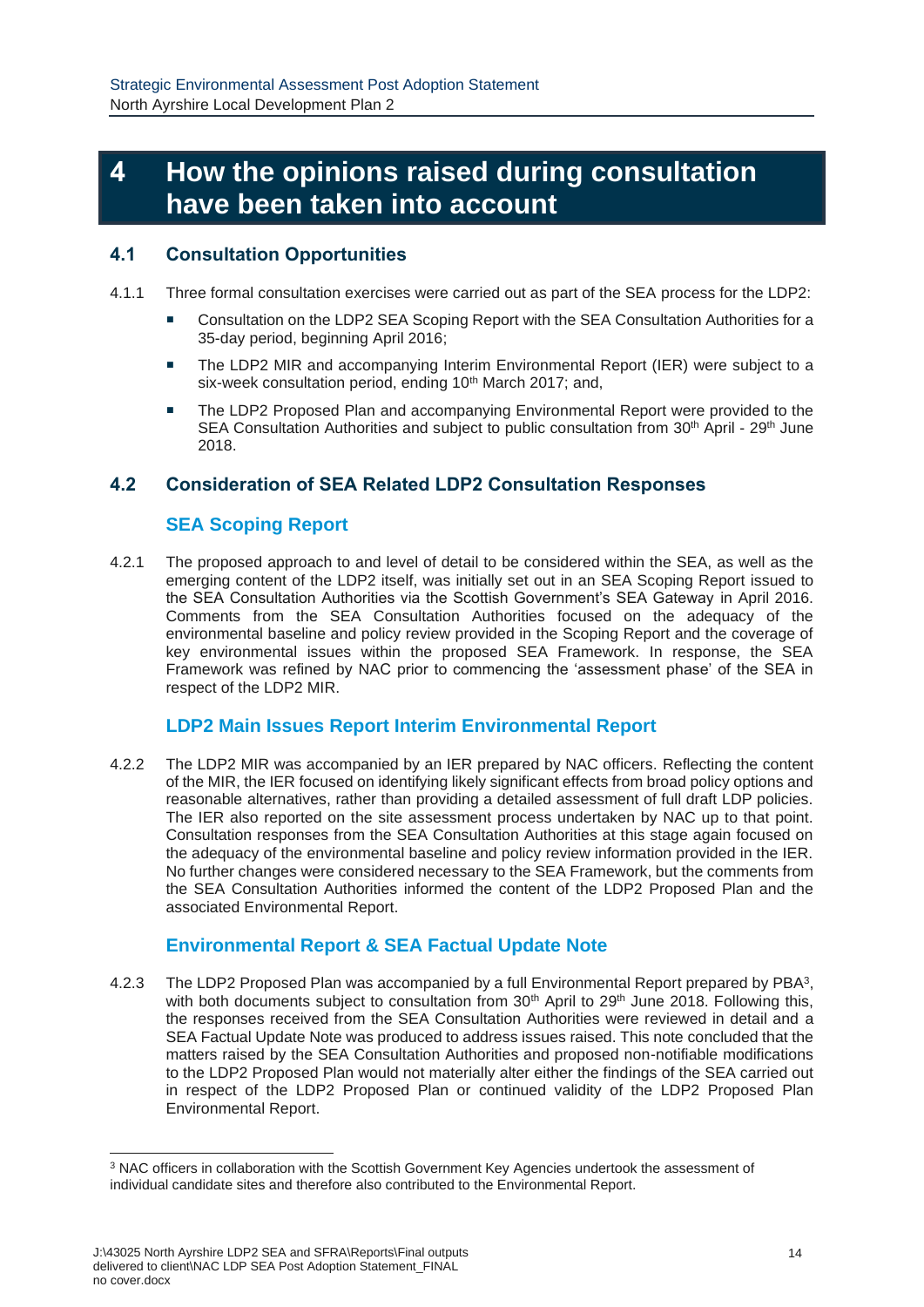# 4 How the opinions raised during consultation have been taken into account

## 4.1 Consultation Opportunities

4.1.1 Three formal consultation exercises were carried out as part of the SEA process for the LDP2:

- Consultation on the LDP2 SEA Scoping Report with the SEA Consultation Authorities for a 35-day period, beginning April 2016;
- The LDP2 MIR and accompanying Interim Environmental Report (IER) were subject to a six-week consultation period, ending 10th March 2017; and,
- The LDP2 Proposed Plan and accompanying Environmental Report were provided to the SEA Consultation Authorities and subject to public consultation from 30th April - 29th June 2018.

## 4.2 Consideration of SEA Related LDP2 Consultation Responses

### SEA Scoping Report

4.2.1 The proposed approach to and level of detail to be considered within the SEA, as well as the emerging content of the LDP2 itself, was initially set out in an SEA Scoping Report issued to the SEA Consultation Authorities via the Scottish Government's SEA Gateway in April 2016. Comments from the SEA Consultation Authorities focused on the adequacy of the environmental baseline and policy review provided in the Scoping Report and the coverage of key environmental issues within the proposed SEA Framework. In response, the SEA Framework was refined by NAC prior to commencing the 'assessment phase' of the SEA in respect of the LDP2 MIR.

### LDP2 Main Issues Report Interim Environmental Report

4.2.2 The LDP2 MIR was accompanied by an IER prepared by NAC officers. Reflecting the content of the MIR, the IER focused on identifying likely significant effects from broad policy options and reasonable alternatives, rather than providing a detailed assessment of full draft LDP policies. The IER also reported on the site assessment process undertaken by NAC up to that point. Consultation responses from the SEA Consultation Authorities at this stage again focused on the adequacy of the environmental baseline and policy review information provided in the IER. No further changes were considered necessary to the SEA Framework, but the comments from the SEA Consultation Authorities informed the content of the LDP2 Proposed Plan and the associated Environmental Report.

### Environmental Report & SEA Factual Update Note

4.2.3 The LDP2 Proposed Plan was accompanied by a full Environmental Report prepared by PBA[3], with both documents subject to consultation from 30th April to 29th June 2018. Following this, the responses received from the SEA Consultation Authorities were reviewed in detail and a SEA Factual Update Note was produced to address issues raised. This note concluded that the matters raised by the SEA Consultation Authorities and proposed non-notifiable modifications to the LDP2 Proposed Plan would not materially alter either the findings of the SEA carried out in respect of the LDP2 Proposed Plan or continued validity of the LDP2 Proposed Plan Environmental Report.

[3] NAC officers in collaboration with the Scottish Government Key Agencies undertook the assessment of individual candidate sites and therefore also contributed to the Environmental Report.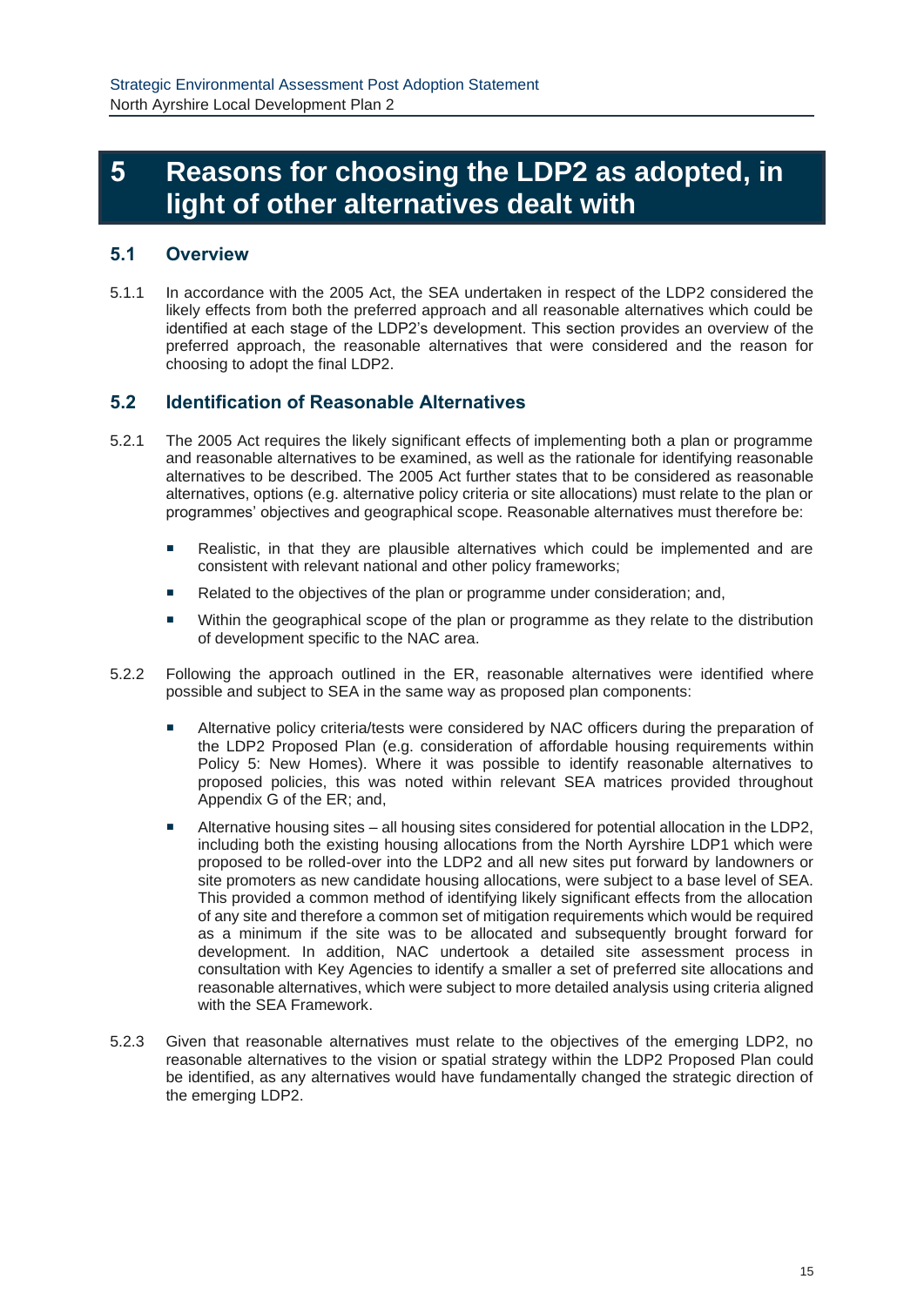# 5 Reasons for choosing the LDP2 as adopted, in light of other alternatives dealt with

## 5.1 Overview

5.1.1 In accordance with the 2005 Act, the SEA undertaken in respect of the LDP2 considered the likely effects from both the preferred approach and all reasonable alternatives which could be identified at each stage of the LDP2's development. This section provides an overview of the preferred approach, the reasonable alternatives that were considered and the reason for choosing to adopt the final LDP2.

## 5.2 Identification of Reasonable Alternatives

5.2.1 The 2005 Act requires the likely significant effects of implementing both a plan or programme and reasonable alternatives to be examined, as well as the rationale for identifying reasonable alternatives to be described. The 2005 Act further states that to be considered as reasonable alternatives, options (e.g. alternative policy criteria or site allocations) must relate to the plan or programmes' objectives and geographical scope. Reasonable alternatives must therefore be:

- Realistic, in that they are plausible alternatives which could be implemented and are consistent with relevant national and other policy frameworks;
- Related to the objectives of the plan or programme under consideration; and,
- Within the geographical scope of the plan or programme as they relate to the distribution of development specific to the NAC area.

5.2.2 Following the approach outlined in the ER, reasonable alternatives were identified where possible and subject to SEA in the same way as proposed plan components:

- Alternative policy criteria/tests were considered by NAC officers during the preparation of the LDP2 Proposed Plan (e.g. consideration of affordable housing requirements within Policy 5: New Homes). Where it was possible to identify reasonable alternatives to proposed policies, this was noted within relevant SEA matrices provided throughout Appendix G of the ER; and,
- Alternative housing sites – all housing sites considered for potential allocation in the LDP2, including both the existing housing allocations from the North Ayrshire LDP1 which were proposed to be rolled-over into the LDP2 and all new sites put forward by landowners or site promoters as new candidate housing allocations, were subject to a base level of SEA. This provided a common method of identifying likely significant effects from the allocation of any site and therefore a common set of mitigation requirements which would be required as a minimum if the site was to be allocated and subsequently brought forward for development. In addition, NAC undertook a detailed site assessment process in consultation with Key Agencies to identify a smaller a set of preferred site allocations and reasonable alternatives, which were subject to more detailed analysis using criteria aligned with the SEA Framework.

5.2.3 Given that reasonable alternatives must relate to the objectives of the emerging LDP2, no reasonable alternatives to the vision or spatial strategy within the LDP2 Proposed Plan could be identified, as any alternatives would have fundamentally changed the strategic direction of the emerging LDP2.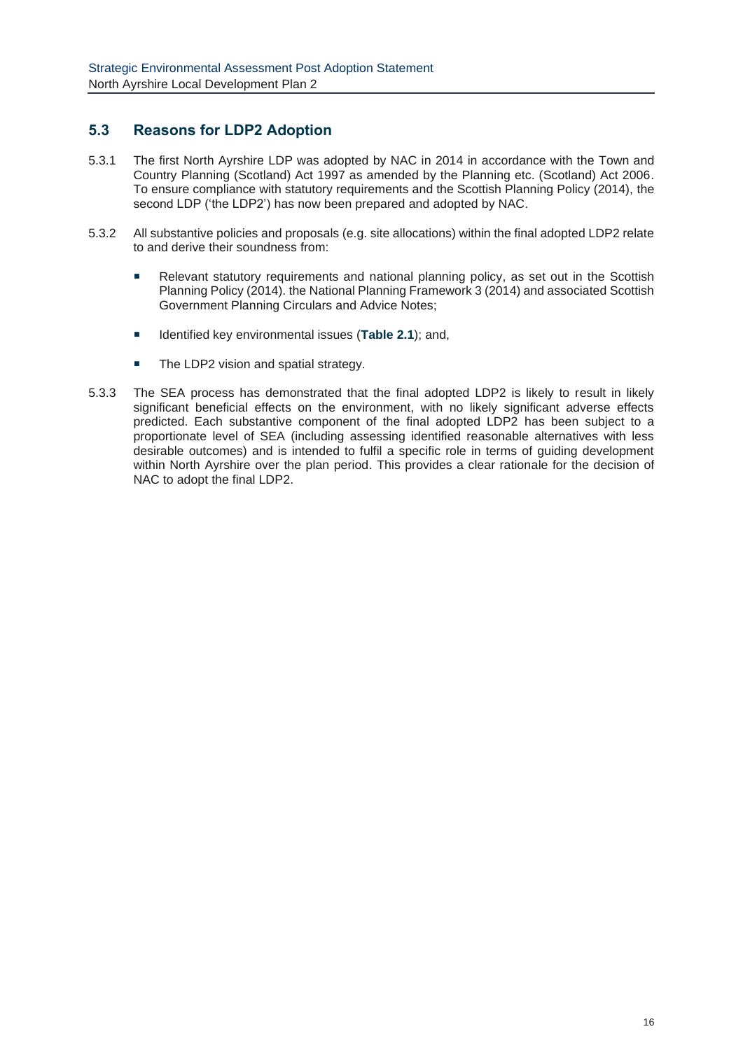## 5.3 Reasons for LDP2 Adoption

5.3.1 The first North Ayrshire LDP was adopted by NAC in 2014 in accordance with the Town and Country Planning (Scotland) Act 1997 as amended by the Planning etc. (Scotland) Act 2006. To ensure compliance with statutory requirements and the Scottish Planning Policy (2014), the second LDP ('the LDP2') has now been prepared and adopted by NAC.

5.3.2 All substantive policies and proposals (e.g. site allocations) within the final adopted LDP2 relate to and derive their soundness from:

- Relevant statutory requirements and national planning policy, as set out in the Scottish Planning Policy (2014). the National Planning Framework 3 (2014) and associated Scottish Government Planning Circulars and Advice Notes;
- Identified key environmental issues (**Table 2.1**); and,
- The LDP2 vision and spatial strategy.

5.3.3 The SEA process has demonstrated that the final adopted LDP2 is likely to result in likely significant beneficial effects on the environment, with no likely significant adverse effects predicted. Each substantive component of the final adopted LDP2 has been subject to a proportionate level of SEA (including assessing identified reasonable alternatives with less desirable outcomes) and is intended to fulfil a specific role in terms of guiding development within North Ayrshire over the plan period. This provides a clear rationale for the decision of NAC to adopt the final LDP2.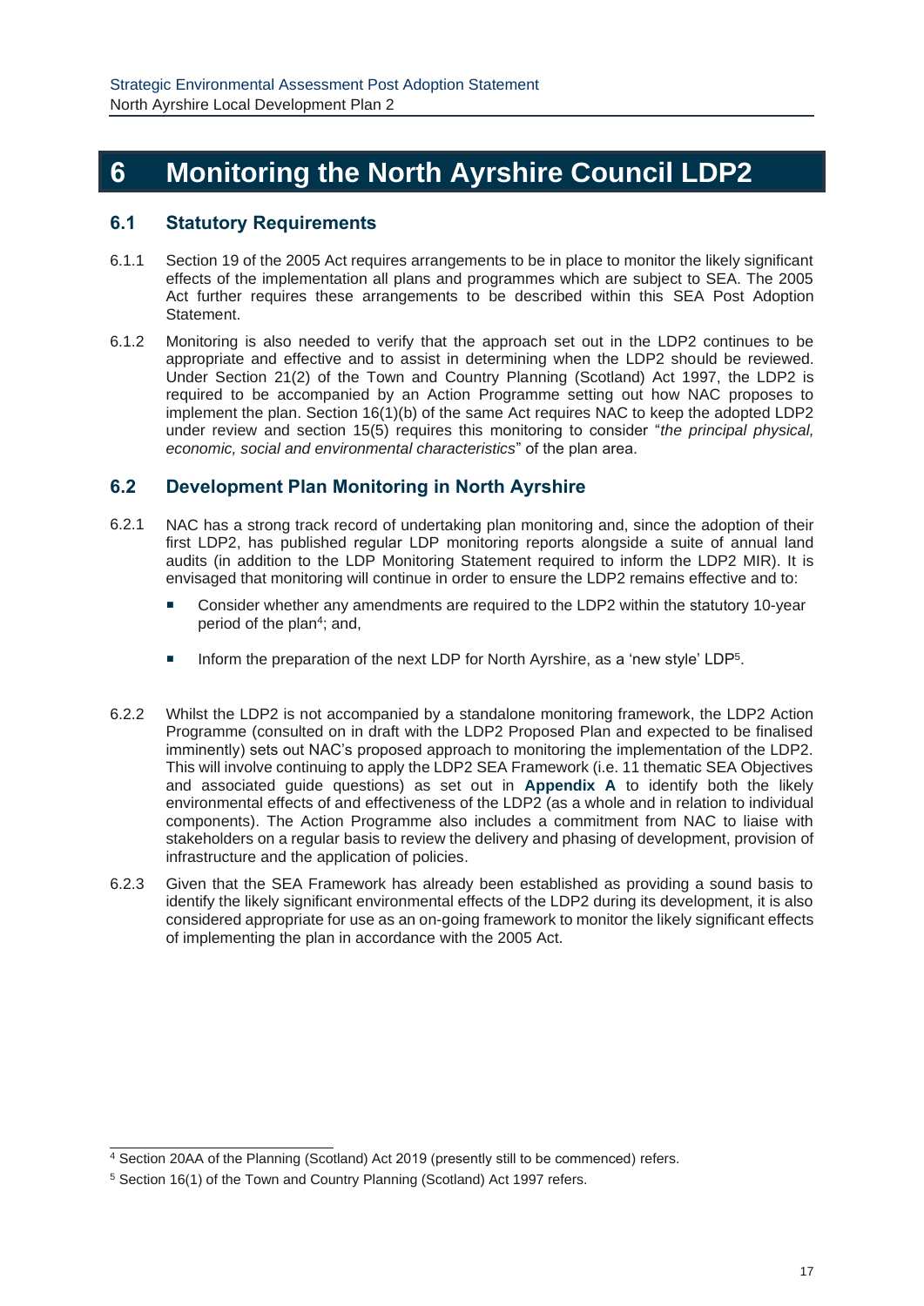# 6 Monitoring the North Ayrshire Council LDP2

## 6.1 Statutory Requirements

6.1.1 Section 19 of the 2005 Act requires arrangements to be in place to monitor the likely significant effects of the implementation all plans and programmes which are subject to SEA. The 2005 Act further requires these arrangements to be described within this SEA Post Adoption Statement.

6.1.2 Monitoring is also needed to verify that the approach set out in the LDP2 continues to be appropriate and effective and to assist in determining when the LDP2 should be reviewed. Under Section 21(2) of the Town and Country Planning (Scotland) Act 1997, the LDP2 is required to be accompanied by an Action Programme setting out how NAC proposes to implement the plan. Section 16(1)(b) of the same Act requires NAC to keep the adopted LDP2 under review and section 15(5) requires this monitoring to consider "*the principal physical, economic, social and environmental characteristics*" of the plan area.

## 6.2 Development Plan Monitoring in North Ayrshire

6.2.1 NAC has a strong track record of undertaking plan monitoring and, since the adoption of their first LDP2, has published regular LDP monitoring reports alongside a suite of annual land audits (in addition to the LDP Monitoring Statement required to inform the LDP2 MIR). It is envisaged that monitoring will continue in order to ensure the LDP2 remains effective and to:

- Consider whether any amendments are required to the LDP2 within the statutory 10-year period of the plan[4]; and,
- Inform the preparation of the next LDP for North Ayrshire, as a 'new style' LDP[5].

6.2.2 Whilst the LDP2 is not accompanied by a standalone monitoring framework, the LDP2 Action Programme (consulted on in draft with the LDP2 Proposed Plan and expected to be finalised imminently) sets out NAC's proposed approach to monitoring the implementation of the LDP2. This will involve continuing to apply the LDP2 SEA Framework (i.e. 11 thematic SEA Objectives and associated guide questions) as set out in **Appendix A** to identify both the likely environmental effects of and effectiveness of the LDP2 (as a whole and in relation to individual components). The Action Programme also includes a commitment from NAC to liaise with stakeholders on a regular basis to review the delivery and phasing of development, provision of infrastructure and the application of policies.

6.2.3 Given that the SEA Framework has already been established as providing a sound basis to identify the likely significant environmental effects of the LDP2 during its development, it is also considered appropriate for use as an on-going framework to monitor the likely significant effects of implementing the plan in accordance with the 2005 Act.

---

[4] Section 20AA of the Planning (Scotland) Act 2019 (presently still to be commenced) refers.

[5] Section 16(1) of the Town and Country Planning (Scotland) Act 1997 refers.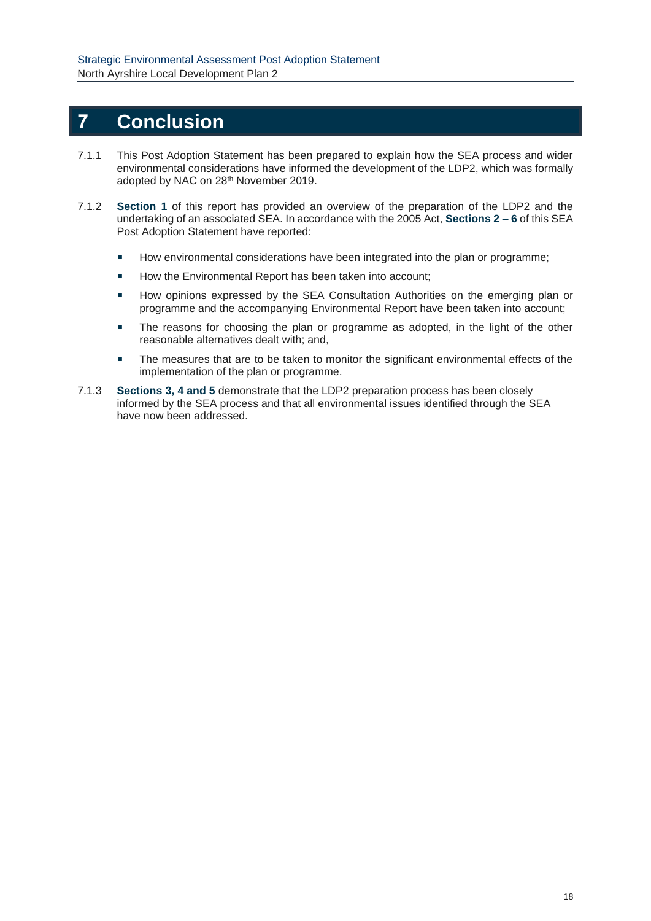# 7 Conclusion

7.1.1 This Post Adoption Statement has been prepared to explain how the SEA process and wider environmental considerations have informed the development of the LDP2, which was formally adopted by NAC on 28th November 2019.

7.1.2 **Section 1** of this report has provided an overview of the preparation of the LDP2 and the undertaking of an associated SEA. In accordance with the 2005 Act, **Sections 2 – 6** of this SEA Post Adoption Statement have reported:

- How environmental considerations have been integrated into the plan or programme;
- How the Environmental Report has been taken into account;
- How opinions expressed by the SEA Consultation Authorities on the emerging plan or programme and the accompanying Environmental Report have been taken into account;
- The reasons for choosing the plan or programme as adopted, in the light of the other reasonable alternatives dealt with; and,
- The measures that are to be taken to monitor the significant environmental effects of the implementation of the plan or programme.

7.1.3 **Sections 3, 4 and 5** demonstrate that the LDP2 preparation process has been closely informed by the SEA process and that all environmental issues identified through the SEA have now been addressed.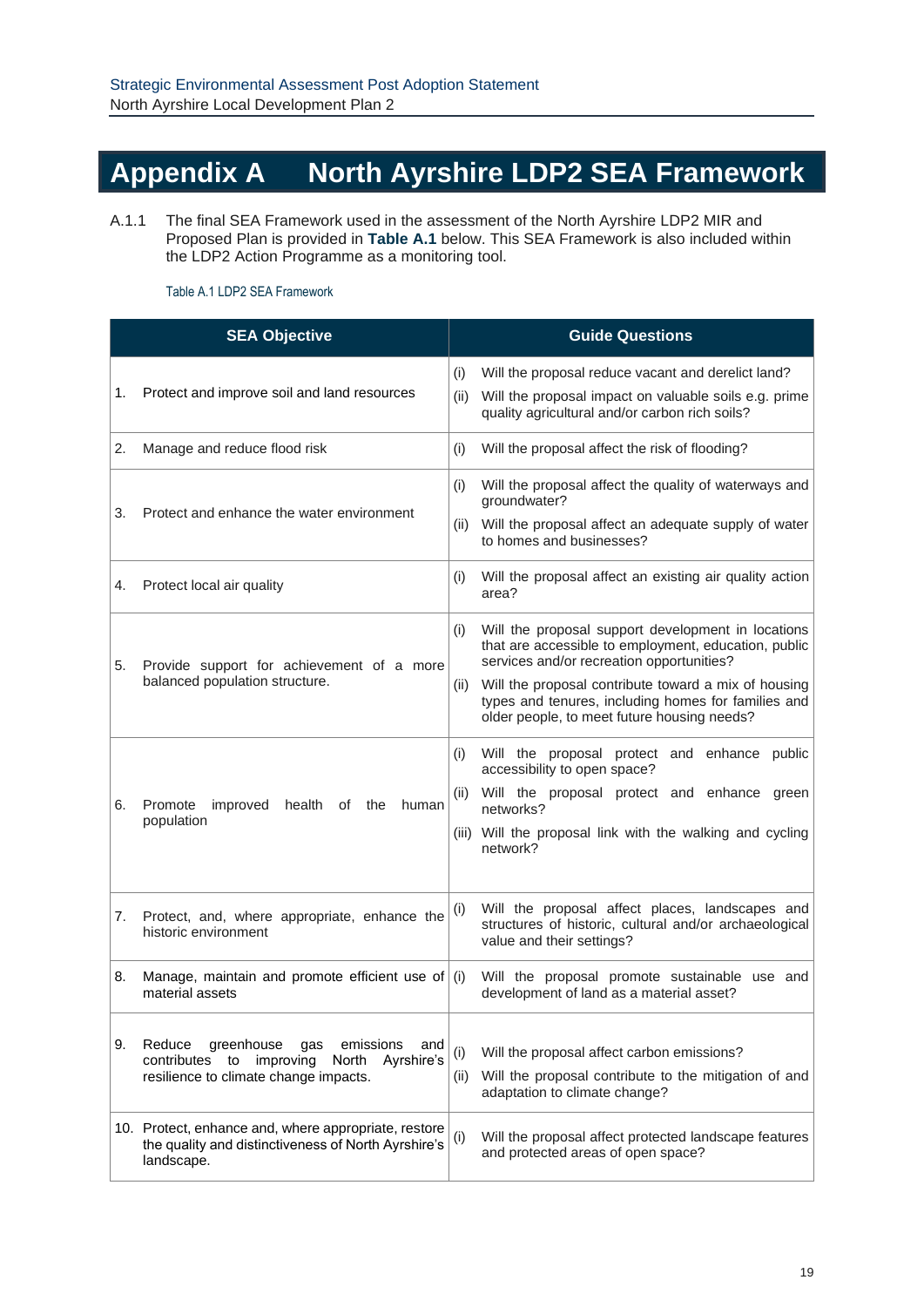# Appendix A North Ayrshire LDP2 SEA Framework

A.1.1 The final SEA Framework used in the assessment of the North Ayrshire LDP2 MIR and Proposed Plan is provided in **Table A.1** below. This SEA Framework is also included within the LDP2 Action Programme as a monitoring tool.

Table A.1 LDP2 SEA Framework

| SEA Objective | Guide Questions |
|---|---|
| 1. Protect and improve soil and land resources | (i) Will the proposal reduce vacant and derelict land?<br>(ii) Will the proposal impact on valuable soils e.g. prime quality agricultural and/or carbon rich soils? |
| 2. Manage and reduce flood risk | (i) Will the proposal affect the risk of flooding? |
| 3. Protect and enhance the water environment | (i) Will the proposal affect the quality of waterways and groundwater?<br>(ii) Will the proposal affect an adequate supply of water to homes and businesses? |
| 4. Protect local air quality | (i) Will the proposal affect an existing air quality action area? |
| 5. Provide support for achievement of a more balanced population structure. | (i) Will the proposal support development in locations that are accessible to employment, education, public services and/or recreation opportunities?<br>(ii) Will the proposal contribute toward a mix of housing types and tenures, including homes for families and older people, to meet future housing needs? |
| 6. Promote improved health of the human population | (i) Will the proposal protect and enhance public accessibility to open space?<br>(ii) Will the proposal protect and enhance green networks?<br>(iii) Will the proposal link with the walking and cycling network? |
| 7. Protect, and, where appropriate, enhance the historic environment | (i) Will the proposal affect places, landscapes and structures of historic, cultural and/or archaeological value and their settings? |
| 8. Manage, maintain and promote efficient use of material assets | (i) Will the proposal promote sustainable use and development of land as a material asset? |
| 9. Reduce greenhouse gas emissions and contributes to improving North Ayrshire's resilience to climate change impacts. | (i) Will the proposal affect carbon emissions?<br>(ii) Will the proposal contribute to the mitigation of and adaptation to climate change? |
| 10. Protect, enhance and, where appropriate, restore the quality and distinctiveness of North Ayrshire's landscape. | (i) Will the proposal affect protected landscape features and protected areas of open space? |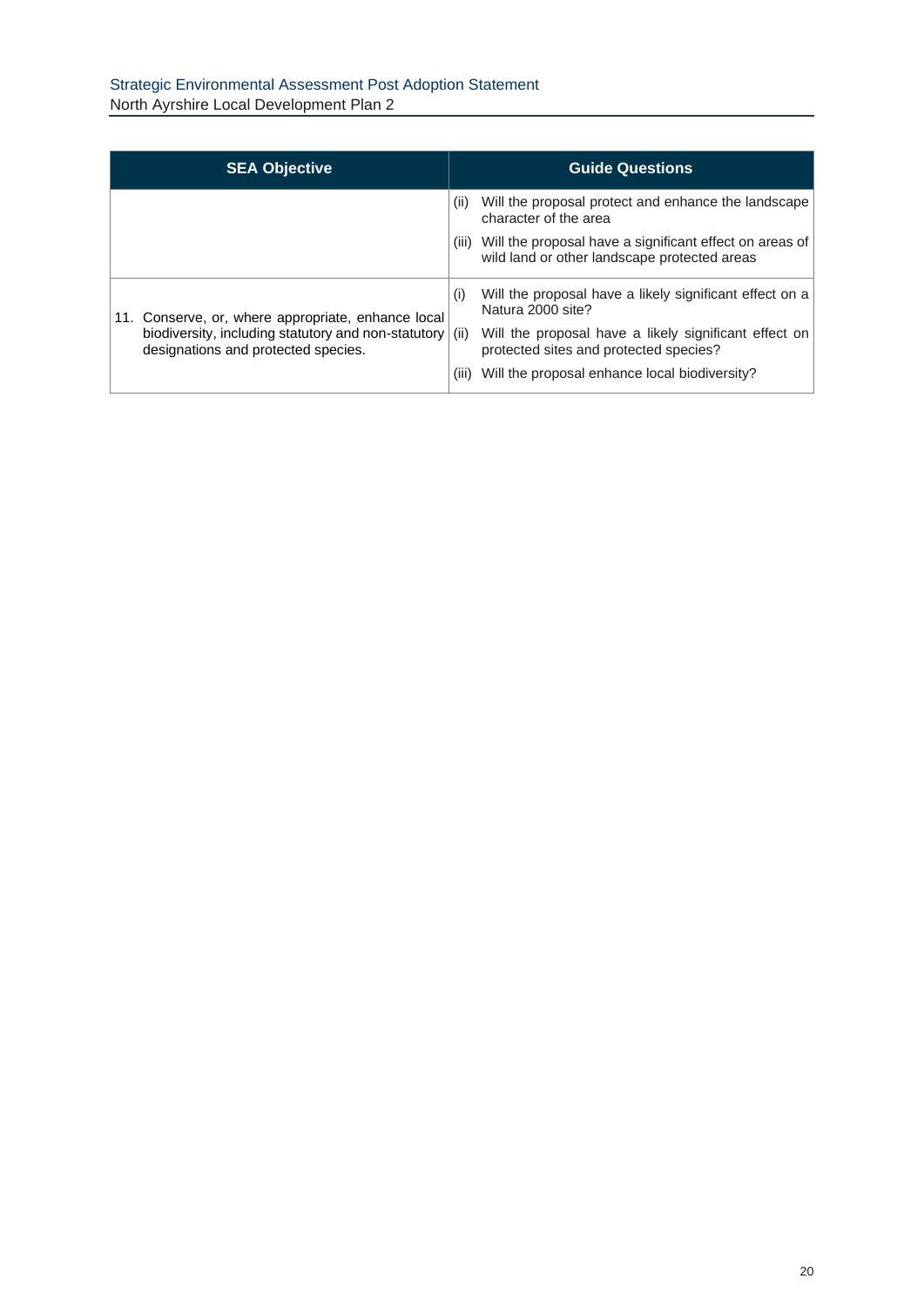| SEA Objective | Guide Questions |
|---|---|
| | (ii) Will the proposal protect and enhance the landscape character of the area<br>(iii) Will the proposal have a significant effect on areas of wild land or other landscape protected areas |
| 11. Conserve, or, where appropriate, enhance local biodiversity, including statutory and non-statutory designations and protected species. | (i) Will the proposal have a likely significant effect on a Natura 2000 site?<br>(ii) Will the proposal have a likely significant effect on protected sites and protected species?<br>(iii) Will the proposal enhance local biodiversity? |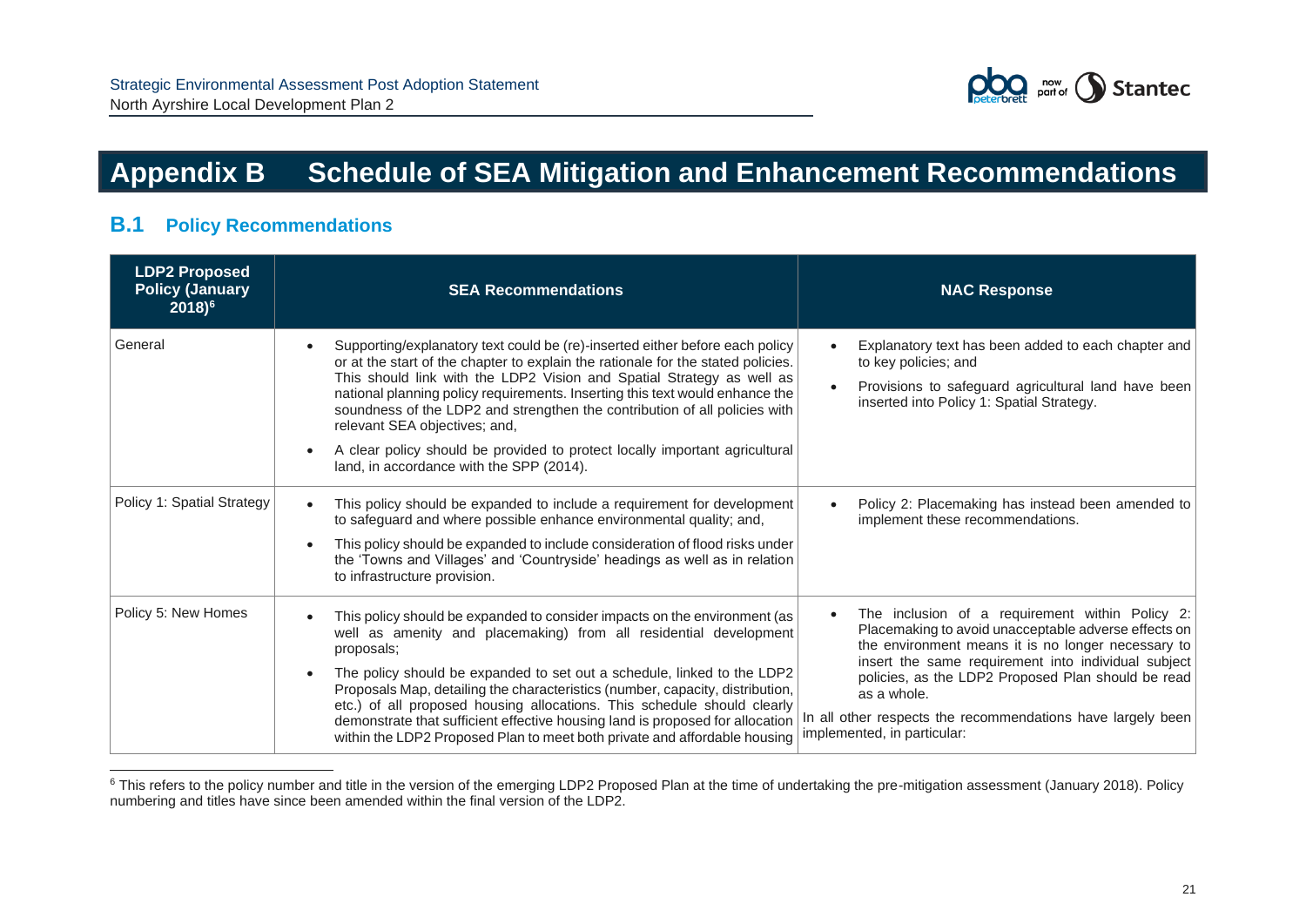# Appendix B Schedule of SEA Mitigation and Enhancement Recommendations

## B.1 Policy Recommendations

| LDP2 Proposed Policy (January 2018)[6] | SEA Recommendations | NAC Response |
|---|---|---|
| General | • Supporting/explanatory text could be (re)-inserted either before each policy or at the start of the chapter to explain the rationale for the stated policies. This should link with the LDP2 Vision and Spatial Strategy as well as national planning policy requirements. Inserting this text would enhance the soundness of the LDP2 and strengthen the contribution of all policies with relevant SEA objectives; and,<br>• A clear policy should be provided to protect locally important agricultural land, in accordance with the SPP (2014). | • Explanatory text has been added to each chapter and to key policies; and<br>• Provisions to safeguard agricultural land have been inserted into Policy 1: Spatial Strategy. |
| Policy 1: Spatial Strategy | • This policy should be expanded to include a requirement for development to safeguard and where possible enhance environmental quality; and,<br>• This policy should be expanded to include consideration of flood risks under the 'Towns and Villages' and 'Countryside' headings as well as in relation to infrastructure provision. | • Policy 2: Placemaking has instead been amended to implement these recommendations. |
| Policy 5: New Homes | • This policy should be expanded to consider impacts on the environment (as well as amenity and placemaking) from all residential development proposals;<br>• The policy should be expanded to set out a schedule, linked to the LDP2 Proposals Map, detailing the characteristics (number, capacity, distribution, etc.) of all proposed housing allocations. This schedule should clearly demonstrate that sufficient effective housing land is proposed for allocation within the LDP2 Proposed Plan to meet both private and affordable housing | • The inclusion of a requirement within Policy 2: Placemaking to avoid unacceptable adverse effects on the environment means it is no longer necessary to insert the same requirement into individual subject policies, as the LDP2 Proposed Plan should be read as a whole.<br>In all other respects the recommendations have largely been implemented, in particular: |

[6] This refers to the policy number and title in the version of the emerging LDP2 Proposed Plan at the time of undertaking the pre-mitigation assessment (January 2018). Policy numbering and titles have since been amended within the final version of the LDP2.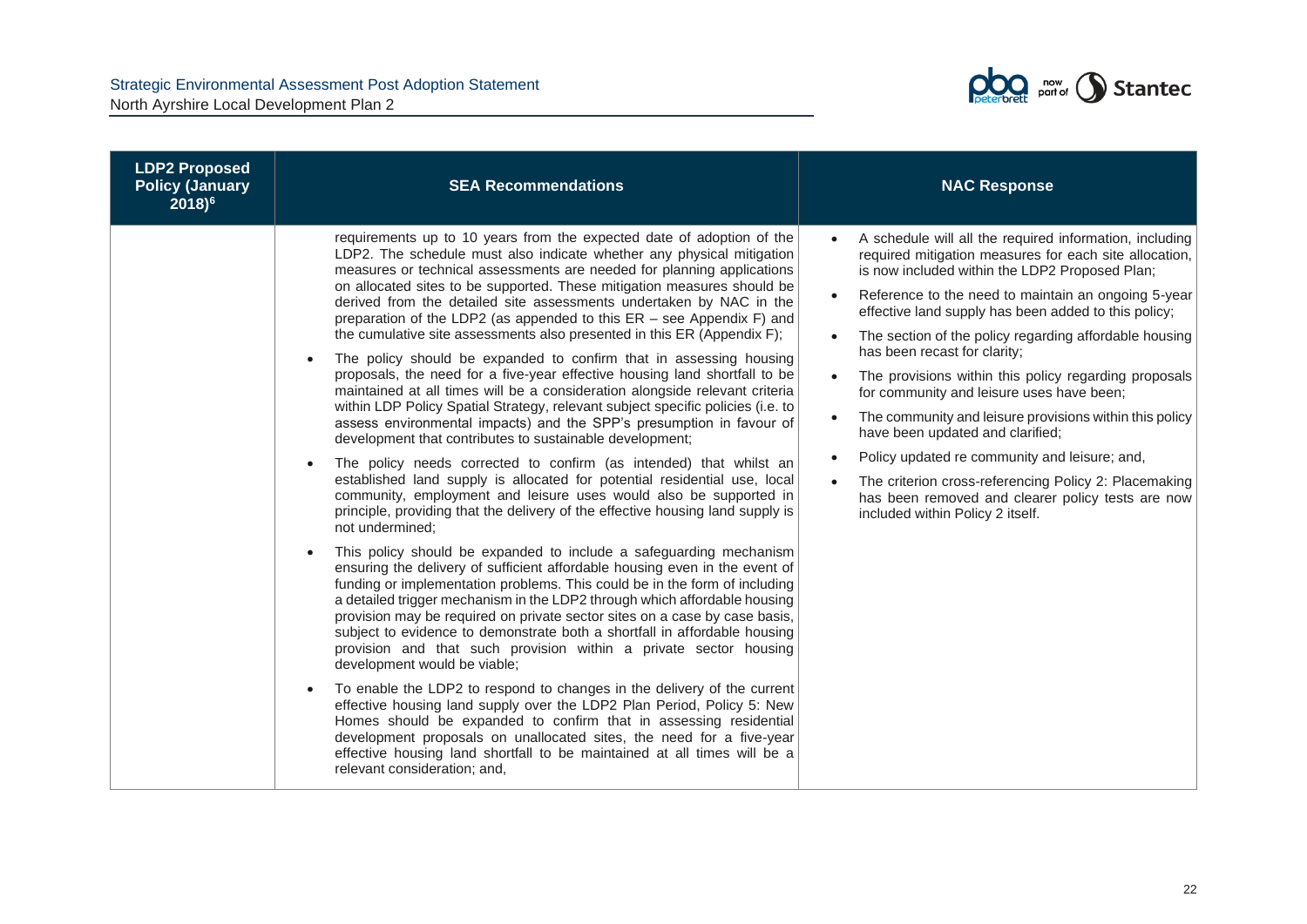| LDP2 Proposed Policy (January 2018)[6] | SEA Recommendations | NAC Response |
|---|---|---|
| | requirements up to 10 years from the expected date of adoption of the LDP2. The schedule must also indicate whether any physical mitigation measures or technical assessments are needed for planning applications on allocated sites to be supported. These mitigation measures should be derived from the detailed site assessments undertaken by NAC in the preparation of the LDP2 (as appended to this ER – see Appendix F) and the cumulative site assessments also presented in this ER (Appendix F);<br>• The policy should be expanded to confirm that in assessing housing proposals, the need for a five-year effective housing land shortfall to be maintained at all times will be a consideration alongside relevant criteria within LDP Policy Spatial Strategy, relevant subject specific policies (i.e. to assess environmental impacts) and the SPP's presumption in favour of development that contributes to sustainable development;<br>• The policy needs corrected to confirm (as intended) that whilst an established land supply is allocated for potential residential use, local community, employment and leisure uses would also be supported in principle, providing that the delivery of the effective housing land supply is not undermined;<br>• This policy should be expanded to include a safeguarding mechanism ensuring the delivery of sufficient affordable housing even in the event of funding or implementation problems. This could be in the form of including a detailed trigger mechanism in the LDP2 through which affordable housing provision may be required on private sector sites on a case by case basis, subject to evidence to demonstrate both a shortfall in affordable housing provision and that such provision within a private sector housing development would be viable;<br>• To enable the LDP2 to respond to changes in the delivery of the current effective housing land supply over the LDP2 Plan Period, Policy 5: New Homes should be expanded to confirm that in assessing residential development proposals on unallocated sites, the need for a five-year effective housing land shortfall to be maintained at all times will be a relevant consideration; and, | • A schedule will all the required information, including required mitigation measures for each site allocation, is now included within the LDP2 Proposed Plan;<br>• Reference to the need to maintain an ongoing 5-year effective land supply has been added to this policy;<br>• The section of the policy regarding affordable housing has been recast for clarity;<br>• The provisions within this policy regarding proposals for community and leisure uses have been;<br>• The community and leisure provisions within this policy have been updated and clarified;<br>• Policy updated re community and leisure; and,<br>• The criterion cross-referencing Policy 2: Placemaking has been removed and clearer policy tests are now included within Policy 2 itself. |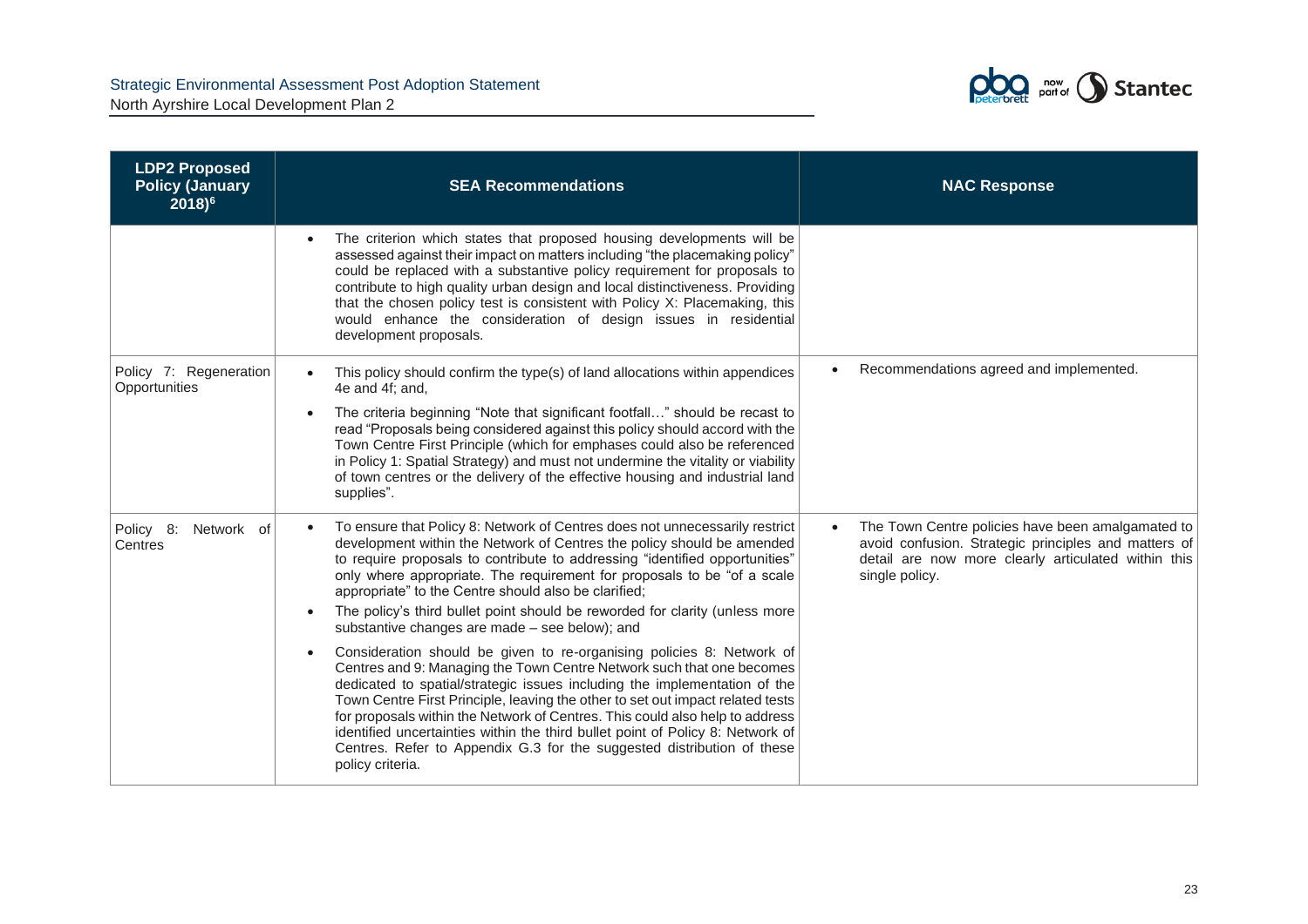| LDP2 Proposed Policy (January 2018)[6] | SEA Recommendations | NAC Response |
|---|---|---|
| | • The criterion which states that proposed housing developments will be assessed against their impact on matters including "the placemaking policy" could be replaced with a substantive policy requirement for proposals to contribute to high quality urban design and local distinctiveness. Providing that the chosen policy test is consistent with Policy X: Placemaking, this would enhance the consideration of design issues in residential development proposals. | |
| Policy 7: Regeneration Opportunities | • This policy should confirm the type(s) of land allocations within appendices 4e and 4f; and,<br>• The criteria beginning "Note that significant footfall…" should be recast to read "Proposals being considered against this policy should accord with the Town Centre First Principle (which for emphases could also be referenced in Policy 1: Spatial Strategy) and must not undermine the vitality or viability of town centres or the delivery of the effective housing and industrial land supplies". | • Recommendations agreed and implemented. |
| Policy 8: Network of Centres | • To ensure that Policy 8: Network of Centres does not unnecessarily restrict development within the Network of Centres the policy should be amended to require proposals to contribute to addressing "identified opportunities" only where appropriate. The requirement for proposals to be "of a scale appropriate" to the Centre should also be clarified;<br>• The policy's third bullet point should be reworded for clarity (unless more substantive changes are made – see below); and<br>• Consideration should be given to re-organising policies 8: Network of Centres and 9: Managing the Town Centre Network such that one becomes dedicated to spatial/strategic issues including the implementation of the Town Centre First Principle, leaving the other to set out impact related tests for proposals within the Network of Centres. This could also help to address identified uncertainties within the third bullet point of Policy 8: Network of Centres. Refer to Appendix G.3 for the suggested distribution of these policy criteria. | • The Town Centre policies have been amalgamated to avoid confusion. Strategic principles and matters of detail are now more clearly articulated within this single policy. |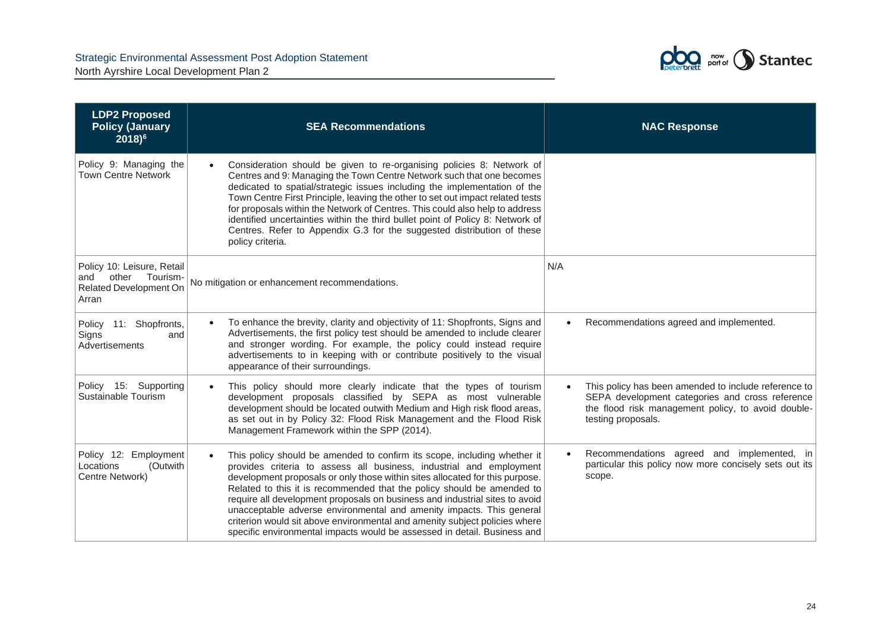| LDP2 Proposed Policy (January 2018)[6] | SEA Recommendations | NAC Response |
|---|---|---|
| Policy 9: Managing the Town Centre Network | • Consideration should be given to re-organising policies 8: Network of Centres and 9: Managing the Town Centre Network such that one becomes dedicated to spatial/strategic issues including the implementation of the Town Centre First Principle, leaving the other to set out impact related tests for proposals within the Network of Centres. This could also help to address identified uncertainties within the third bullet point of Policy 8: Network of Centres. Refer to Appendix G.3 for the suggested distribution of these policy criteria. | |
| Policy 10: Leisure, Retail and other Tourism-Related Development On Arran | No mitigation or enhancement recommendations. | N/A |
| Policy 11: Shopfronts, Signs and Advertisements | • To enhance the brevity, clarity and objectivity of 11: Shopfronts, Signs and Advertisements, the first policy test should be amended to include clearer and stronger wording. For example, the policy could instead require advertisements to in keeping with or contribute positively to the visual appearance of their surroundings. | • Recommendations agreed and implemented. |
| Policy 15: Supporting Sustainable Tourism | • This policy should more clearly indicate that the types of tourism development proposals classified by SEPA as most vulnerable development should be located outwith Medium and High risk flood areas, as set out in by Policy 32: Flood Risk Management and the Flood Risk Management Framework within the SPP (2014). | • This policy has been amended to include reference to SEPA development categories and cross reference the flood risk management policy, to avoid double-testing proposals. |
| Policy 12: Employment Locations (Outwith Centre Network) | • This policy should be amended to confirm its scope, including whether it provides criteria to assess all business, industrial and employment development proposals or only those within sites allocated for this purpose. Related to this it is recommended that the policy should be amended to require all development proposals on business and industrial sites to avoid unacceptable adverse environmental and amenity impacts. This general criterion would sit above environmental and amenity subject policies where specific environmental impacts would be assessed in detail. Business and | • Recommendations agreed and implemented, in particular this policy now more concisely sets out its scope. |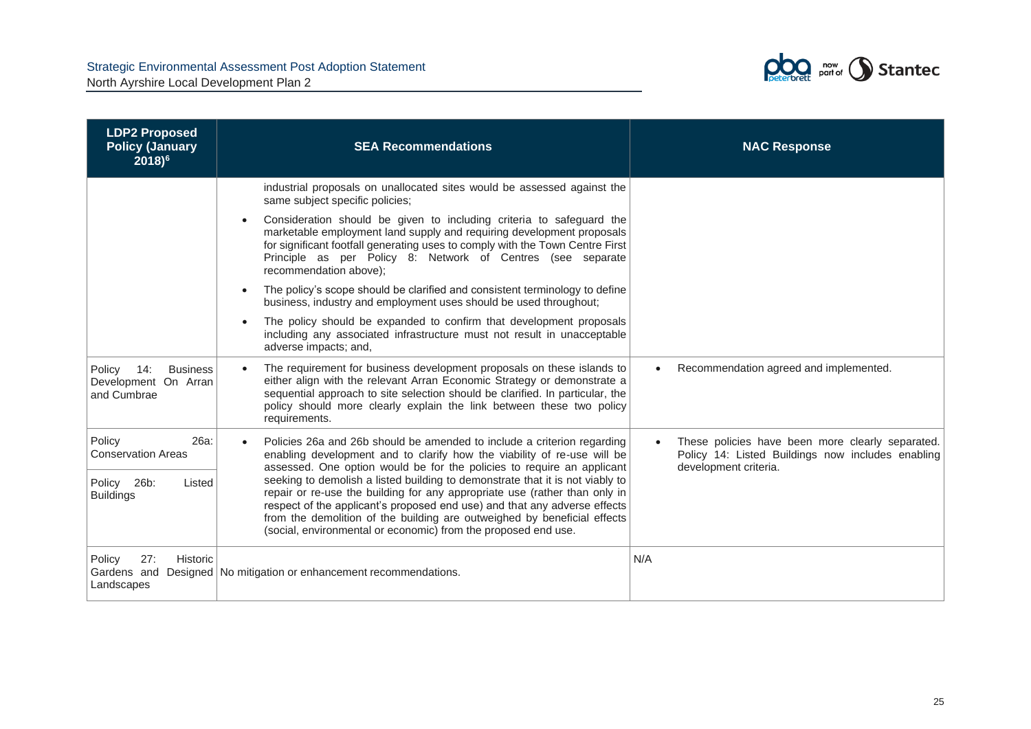| LDP2 Proposed Policy (January 2018)[6] | SEA Recommendations | NAC Response |
|---|---|---|
| | industrial proposals on unallocated sites would be assessed against the same subject specific policies;<br>• Consideration should be given to including criteria to safeguard the marketable employment land supply and requiring development proposals for significant footfall generating uses to comply with the Town Centre First Principle as per Policy 8: Network of Centres (see separate recommendation above);<br>• The policy's scope should be clarified and consistent terminology to define business, industry and employment uses should be used throughout;<br>• The policy should be expanded to confirm that development proposals including any associated infrastructure must not result in unacceptable adverse impacts; and, | |
| Policy 14: Business Development On Arran and Cumbrae | • The requirement for business development proposals on these islands to either align with the relevant Arran Economic Strategy or demonstrate a sequential approach to site selection should be clarified. In particular, the policy should more clearly explain the link between these two policy requirements. | • Recommendation agreed and implemented. |
| Policy 26a: Conservation Areas<br><br>Policy 26b: Listed Buildings | • Policies 26a and 26b should be amended to include a criterion regarding enabling development and to clarify how the viability of re-use will be assessed. One option would be for the policies to require an applicant seeking to demolish a listed building to demonstrate that it is not viably to repair or re-use the building for any appropriate use (rather than only in respect of the applicant's proposed end use) and that any adverse effects from the demolition of the building are outweighed by beneficial effects (social, environmental or economic) from the proposed end use. | • These policies have been more clearly separated. Policy 14: Listed Buildings now includes enabling development criteria. |
| Policy 27: Historic Gardens and Designed Landscapes | No mitigation or enhancement recommendations. | N/A |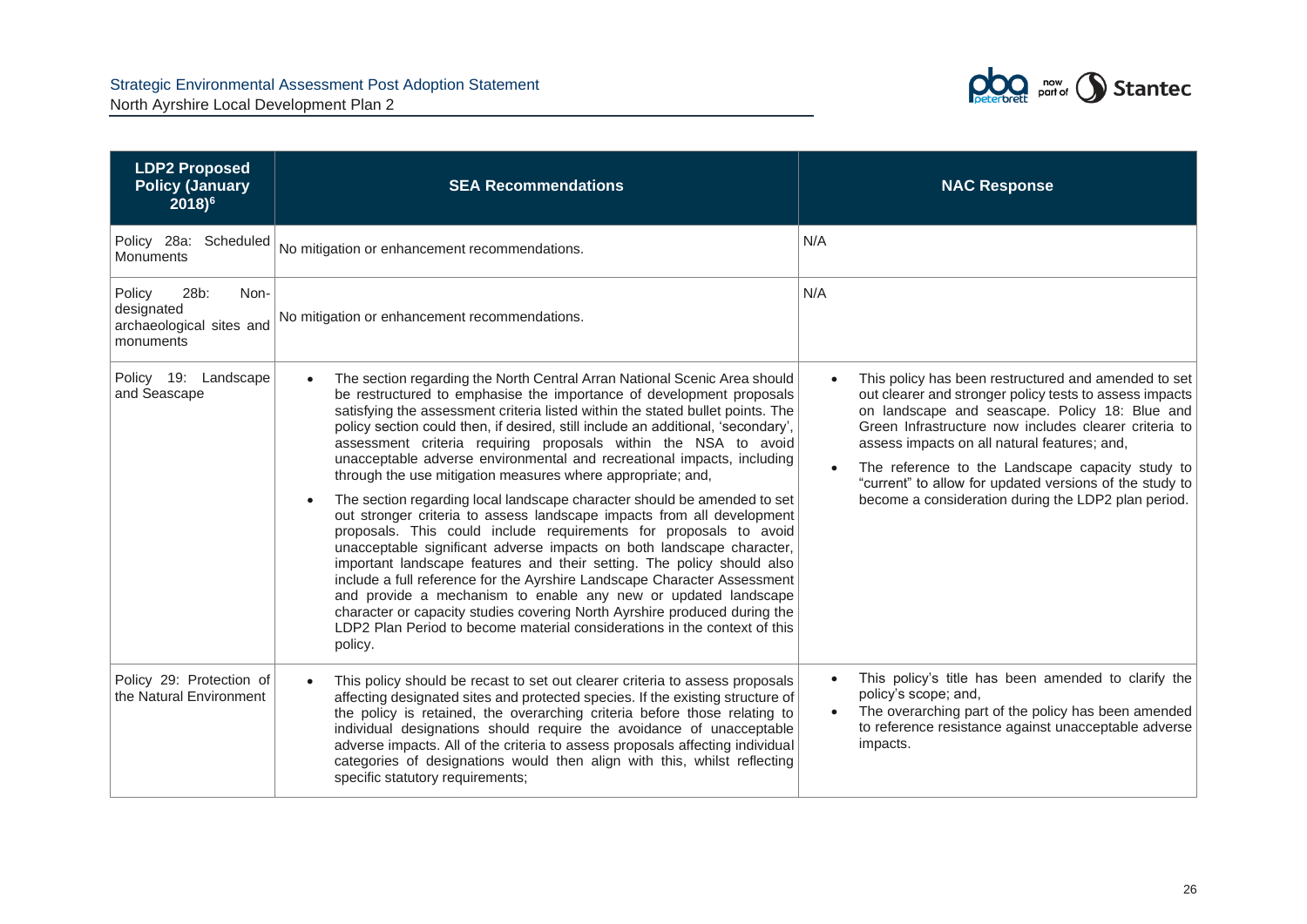| LDP2 Proposed Policy (January 2018)[6] | SEA Recommendations | NAC Response |
| --- | --- | --- |
| Policy 28a: Scheduled Monuments | No mitigation or enhancement recommendations. | N/A |
| Policy 28b: Non-designated archaeological sites and monuments | No mitigation or enhancement recommendations. | N/A |
| Policy 19: Landscape and Seascape | • The section regarding the North Central Arran National Scenic Area should be restructured to emphasise the importance of development proposals satisfying the assessment criteria listed within the stated bullet points. The policy section could then, if desired, still include an additional, 'secondary', assessment criteria requiring proposals within the NSA to avoid unacceptable adverse environmental and recreational impacts, including through the use mitigation measures where appropriate; and,<br>• The section regarding local landscape character should be amended to set out stronger criteria to assess landscape impacts from all development proposals. This could include requirements for proposals to avoid unacceptable significant adverse impacts on both landscape character, important landscape features and their setting. The policy should also include a full reference for the Ayrshire Landscape Character Assessment and provide a mechanism to enable any new or updated landscape character or capacity studies covering North Ayrshire produced during the LDP2 Plan Period to become material considerations in the context of this policy. | • This policy has been restructured and amended to set out clearer and stronger policy tests to assess impacts on landscape and seascape. Policy 18: Blue and Green Infrastructure now includes clearer criteria to assess impacts on all natural features; and,<br>• The reference to the Landscape capacity study to "current" to allow for updated versions of the study to become a consideration during the LDP2 plan period. |
| Policy 29: Protection of the Natural Environment | • This policy should be recast to set out clearer criteria to assess proposals affecting designated sites and protected species. If the existing structure of the policy is retained, the overarching criteria before those relating to individual designations should require the avoidance of unacceptable adverse impacts. All of the criteria to assess proposals affecting individual categories of designations would then align with this, whilst reflecting specific statutory requirements; | • This policy's title has been amended to clarify the policy's scope; and,<br>• The overarching part of the policy has been amended to reference resistance against unacceptable adverse impacts. |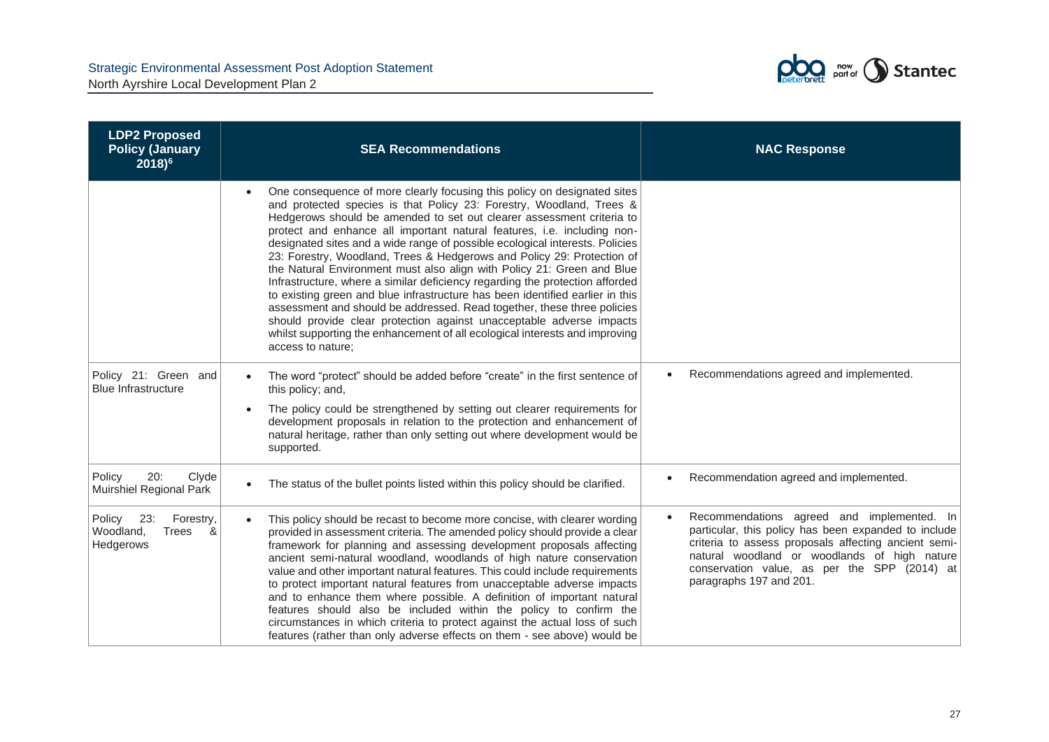| LDP2 Proposed Policy (January 2018)[6] | SEA Recommendations | NAC Response |
|---|---|---|
| | • One consequence of more clearly focusing this policy on designated sites and protected species is that Policy 23: Forestry, Woodland, Trees & Hedgerows should be amended to set out clearer assessment criteria to protect and enhance all important natural features, i.e. including non-designated sites and a wide range of possible ecological interests. Policies 23: Forestry, Woodland, Trees & Hedgerows and Policy 29: Protection of the Natural Environment must also align with Policy 21: Green and Blue Infrastructure, where a similar deficiency regarding the protection afforded to existing green and blue infrastructure has been identified earlier in this assessment and should be addressed. Read together, these three policies should provide clear protection against unacceptable adverse impacts whilst supporting the enhancement of all ecological interests and improving access to nature; | |
| Policy 21: Green and Blue Infrastructure | • The word "protect" should be added before "create" in the first sentence of this policy; and,<br>• The policy could be strengthened by setting out clearer requirements for development proposals in relation to the protection and enhancement of natural heritage, rather than only setting out where development would be supported. | • Recommendations agreed and implemented. |
| Policy 20: Clyde Muirshiel Regional Park | • The status of the bullet points listed within this policy should be clarified. | • Recommendation agreed and implemented. |
| Policy 23: Forestry, Woodland, Trees & Hedgerows | • This policy should be recast to become more concise, with clearer wording provided in assessment criteria. The amended policy should provide a clear framework for planning and assessing development proposals affecting ancient semi-natural woodland, woodlands of high nature conservation value and other important natural features. This could include requirements to protect important natural features from unacceptable adverse impacts and to enhance them where possible. A definition of important natural features should also be included within the policy to confirm the circumstances in which criteria to protect against the actual loss of such features (rather than only adverse effects on them - see above) would be | • Recommendations agreed and implemented. In particular, this policy has been expanded to include criteria to assess proposals affecting ancient semi-natural woodland or woodlands of high nature conservation value, as per the SPP (2014) at paragraphs 197 and 201. |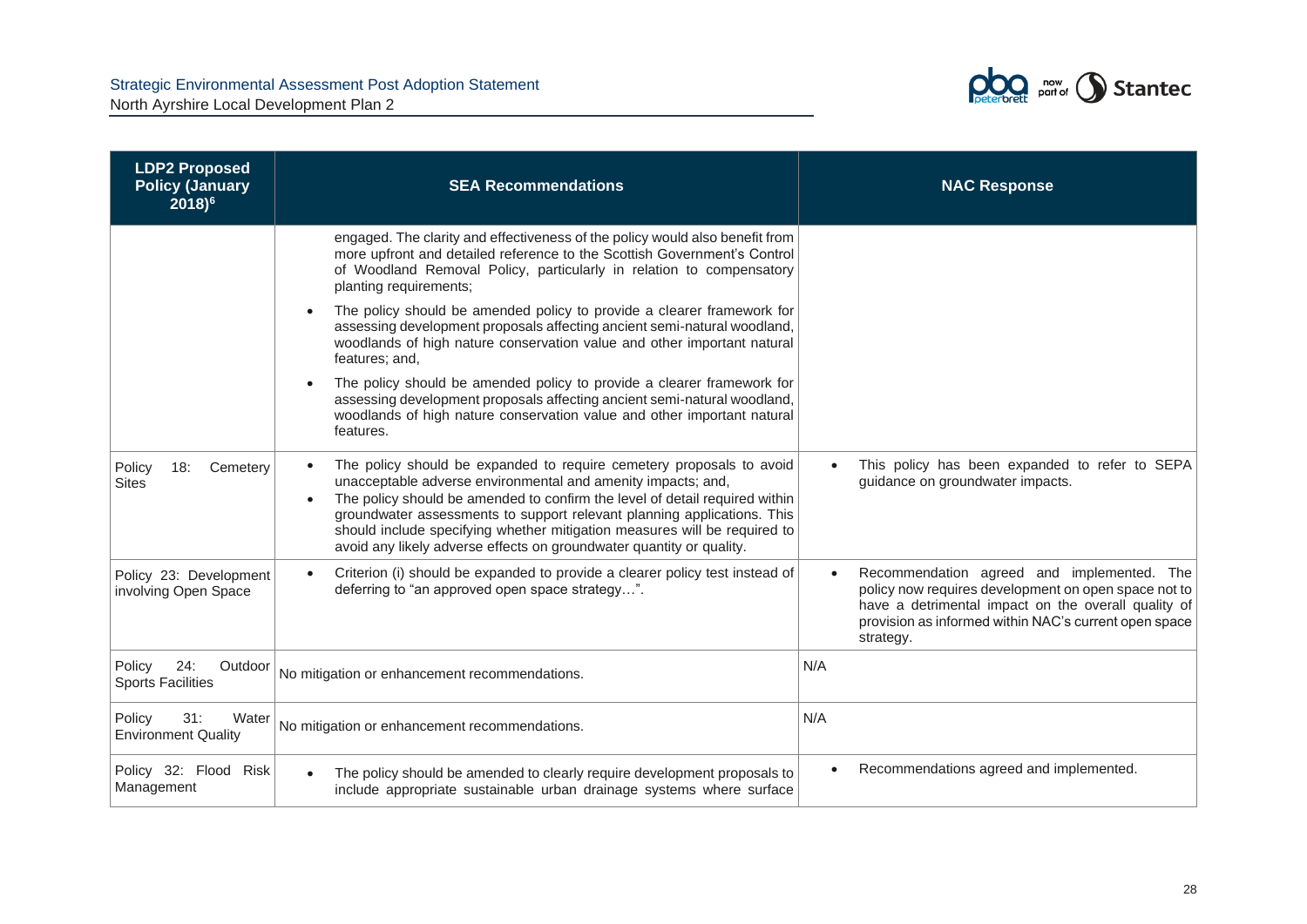| LDP2 Proposed Policy (January 2018)[6] | SEA Recommendations | NAC Response |
|---|---|---|
| | engaged. The clarity and effectiveness of the policy would also benefit from more upfront and detailed reference to the Scottish Government's Control of Woodland Removal Policy, particularly in relation to compensatory planting requirements;<br>• The policy should be amended policy to provide a clearer framework for assessing development proposals affecting ancient semi-natural woodland, woodlands of high nature conservation value and other important natural features; and,<br>• The policy should be amended policy to provide a clearer framework for assessing development proposals affecting ancient semi-natural woodland, woodlands of high nature conservation value and other important natural features. | |
| Policy 18: Cemetery Sites | • The policy should be expanded to require cemetery proposals to avoid unacceptable adverse environmental and amenity impacts; and,<br>• The policy should be amended to confirm the level of detail required within groundwater assessments to support relevant planning applications. This should include specifying whether mitigation measures will be required to avoid any likely adverse effects on groundwater quantity or quality. | • This policy has been expanded to refer to SEPA guidance on groundwater impacts. |
| Policy 23: Development involving Open Space | • Criterion (i) should be expanded to provide a clearer policy test instead of deferring to "an approved open space strategy…". | • Recommendation agreed and implemented. The policy now requires development on open space not to have a detrimental impact on the overall quality of provision as informed within NAC's current open space strategy. |
| Policy 24: Outdoor Sports Facilities | No mitigation or enhancement recommendations. | N/A |
| Policy 31: Water Environment Quality | No mitigation or enhancement recommendations. | N/A |
| Policy 32: Flood Risk Management | • The policy should be amended to clearly require development proposals to include appropriate sustainable urban drainage systems where surface | • Recommendations agreed and implemented. |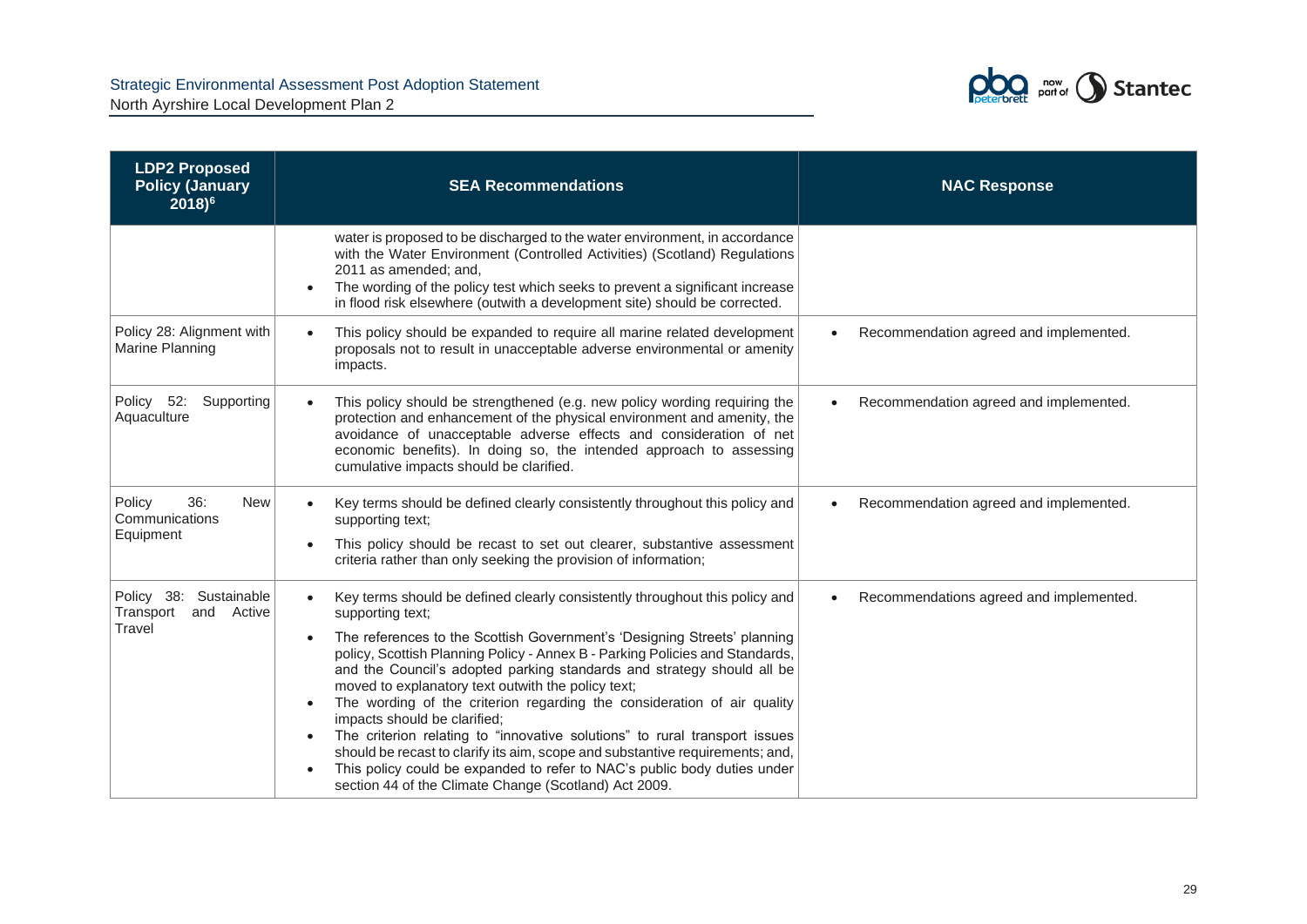| LDP2 Proposed Policy (January 2018)[6] | SEA Recommendations | NAC Response |
|---|---|---|
| | water is proposed to be discharged to the water environment, in accordance with the Water Environment (Controlled Activities) (Scotland) Regulations 2011 as amended; and,<br>• The wording of the policy test which seeks to prevent a significant increase in flood risk elsewhere (outwith a development site) should be corrected. | |
| Policy 28: Alignment with Marine Planning | • This policy should be expanded to require all marine related development proposals not to result in unacceptable adverse environmental or amenity impacts. | • Recommendation agreed and implemented. |
| Policy 52: Supporting Aquaculture | • This policy should be strengthened (e.g. new policy wording requiring the protection and enhancement of the physical environment and amenity, the avoidance of unacceptable adverse effects and consideration of net economic benefits). In doing so, the intended approach to assessing cumulative impacts should be clarified. | • Recommendation agreed and implemented. |
| Policy 36: New Communications Equipment | • Key terms should be defined clearly consistently throughout this policy and supporting text;<br>• This policy should be recast to set out clearer, substantive assessment criteria rather than only seeking the provision of information; | • Recommendation agreed and implemented. |
| Policy 38: Sustainable Transport and Active Travel | • Key terms should be defined clearly consistently throughout this policy and supporting text;<br>• The references to the Scottish Government's 'Designing Streets' planning policy, Scottish Planning Policy - Annex B - Parking Policies and Standards, and the Council's adopted parking standards and strategy should all be moved to explanatory text outwith the policy text;<br>• The wording of the criterion regarding the consideration of air quality impacts should be clarified;<br>• The criterion relating to "innovative solutions" to rural transport issues should be recast to clarify its aim, scope and substantive requirements; and,<br>• This policy could be expanded to refer to NAC's public body duties under section 44 of the Climate Change (Scotland) Act 2009. | • Recommendations agreed and implemented. |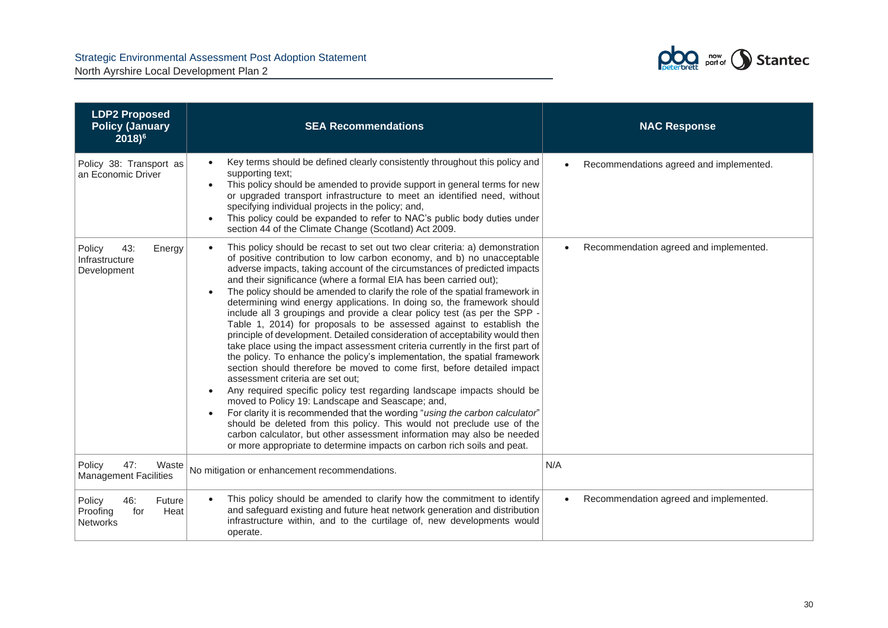| LDP2 Proposed Policy (January 2018)[6] | SEA Recommendations | NAC Response |
|---|---|---|
| Policy 38: Transport as an Economic Driver | • Key terms should be defined clearly consistently throughout this policy and supporting text;<br>• This policy should be amended to provide support in general terms for new or upgraded transport infrastructure to meet an identified need, without specifying individual projects in the policy; and,<br>• This policy could be expanded to refer to NAC's public body duties under section 44 of the Climate Change (Scotland) Act 2009. | • Recommendations agreed and implemented. |
| Policy 43: Energy Infrastructure Development | • This policy should be recast to set out two clear criteria: a) demonstration of positive contribution to low carbon economy, and b) no unacceptable adverse impacts, taking account of the circumstances of predicted impacts and their significance (where a formal EIA has been carried out);<br>• The policy should be amended to clarify the role of the spatial framework in determining wind energy applications. In doing so, the framework should include all 3 groupings and provide a clear policy test (as per the SPP - Table 1, 2014) for proposals to be assessed against to establish the principle of development. Detailed consideration of acceptability would then take place using the impact assessment criteria currently in the first part of the policy. To enhance the policy's implementation, the spatial framework section should therefore be moved to come first, before detailed impact assessment criteria are set out;<br>• Any required specific policy test regarding landscape impacts should be moved to Policy 19: Landscape and Seascape; and,<br>• For clarity it is recommended that the wording "*using the carbon calculator*" should be deleted from this policy. This would not preclude use of the carbon calculator, but other assessment information may also be needed or more appropriate to determine impacts on carbon rich soils and peat. | • Recommendation agreed and implemented. |
| Policy 47: Waste Management Facilities | No mitigation or enhancement recommendations. | N/A |
| Policy 46: Future Proofing for Heat Networks | • This policy should be amended to clarify how the commitment to identify and safeguard existing and future heat network generation and distribution infrastructure within, and to the curtilage of, new developments would operate. | • Recommendation agreed and implemented. |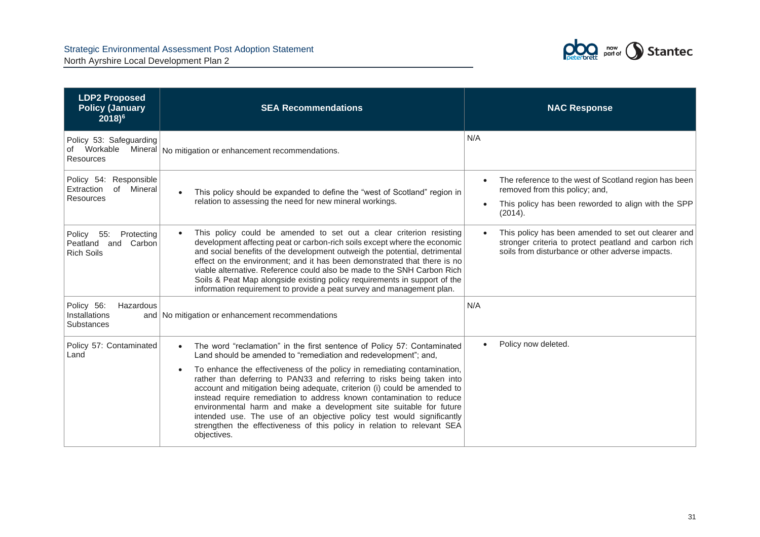| LDP2 Proposed Policy (January 2018)[6] | SEA Recommendations | NAC Response |
|---|---|---|
| Policy 53: Safeguarding of Workable Mineral Resources | No mitigation or enhancement recommendations. | N/A |
| Policy 54: Responsible Extraction of Mineral Resources | • This policy should be expanded to define the "west of Scotland" region in relation to assessing the need for new mineral workings. | • The reference to the west of Scotland region has been removed from this policy; and,<br>• This policy has been reworded to align with the SPP (2014). |
| Policy 55: Protecting Peatland and Carbon Rich Soils | • This policy could be amended to set out a clear criterion resisting development affecting peat or carbon-rich soils except where the economic and social benefits of the development outweigh the potential, detrimental effect on the environment; and it has been demonstrated that there is no viable alternative. Reference could also be made to the SNH Carbon Rich Soils & Peat Map alongside existing policy requirements in support of the information requirement to provide a peat survey and management plan. | • This policy has been amended to set out clearer and stronger criteria to protect peatland and carbon rich soils from disturbance or other adverse impacts. |
| Policy 56: Hazardous Installations and Substances | No mitigation or enhancement recommendations | N/A |
| Policy 57: Contaminated Land | • The word "reclamation" in the first sentence of Policy 57: Contaminated Land should be amended to "remediation and redevelopment"; and,<br>• To enhance the effectiveness of the policy in remediating contamination, rather than deferring to PAN33 and referring to risks being taken into account and mitigation being adequate, criterion (i) could be amended to instead require remediation to address known contamination to reduce environmental harm and make a development site suitable for future intended use. The use of an objective policy test would significantly strengthen the effectiveness of this policy in relation to relevant SEA objectives. | • Policy now deleted. |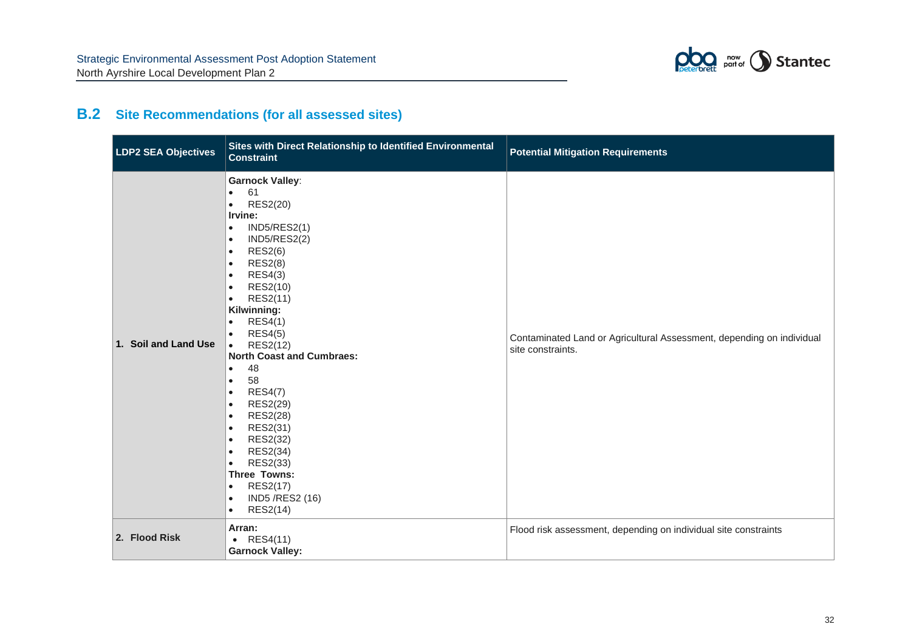## B.2 Site Recommendations (for all assessed sites)

| LDP2 SEA Objectives | Sites with Direct Relationship to Identified Environmental Constraint | Potential Mitigation Requirements |
|---|---|---|
| 1. Soil and Land Use | **Garnock Valley**:<br>• 61<br>• RES2(20)<br>**Irvine:**<br>• IND5/RES2(1)<br>• IND5/RES2(2)<br>• RES2(6)<br>• RES2(8)<br>• RES4(3)<br>• RES2(10)<br>• RES2(11)<br>**Kilwinning:**<br>• RES4(1)<br>• RES4(5)<br>• RES2(12)<br>**North Coast and Cumbraes:**<br>• 48<br>• 58<br>• RES4(7)<br>• RES2(29)<br>• RES2(28)<br>• RES2(31)<br>• RES2(32)<br>• RES2(34)<br>• RES2(33)<br>**Three Towns:**<br>• RES2(17)<br>• IND5 /RES2 (16)<br>• RES2(14) | Contaminated Land or Agricultural Assessment, depending on individual site constraints. |
| 2. Flood Risk | **Arran:**<br>• RES4(11)<br>**Garnock Valley:** | Flood risk assessment, depending on individual site constraints |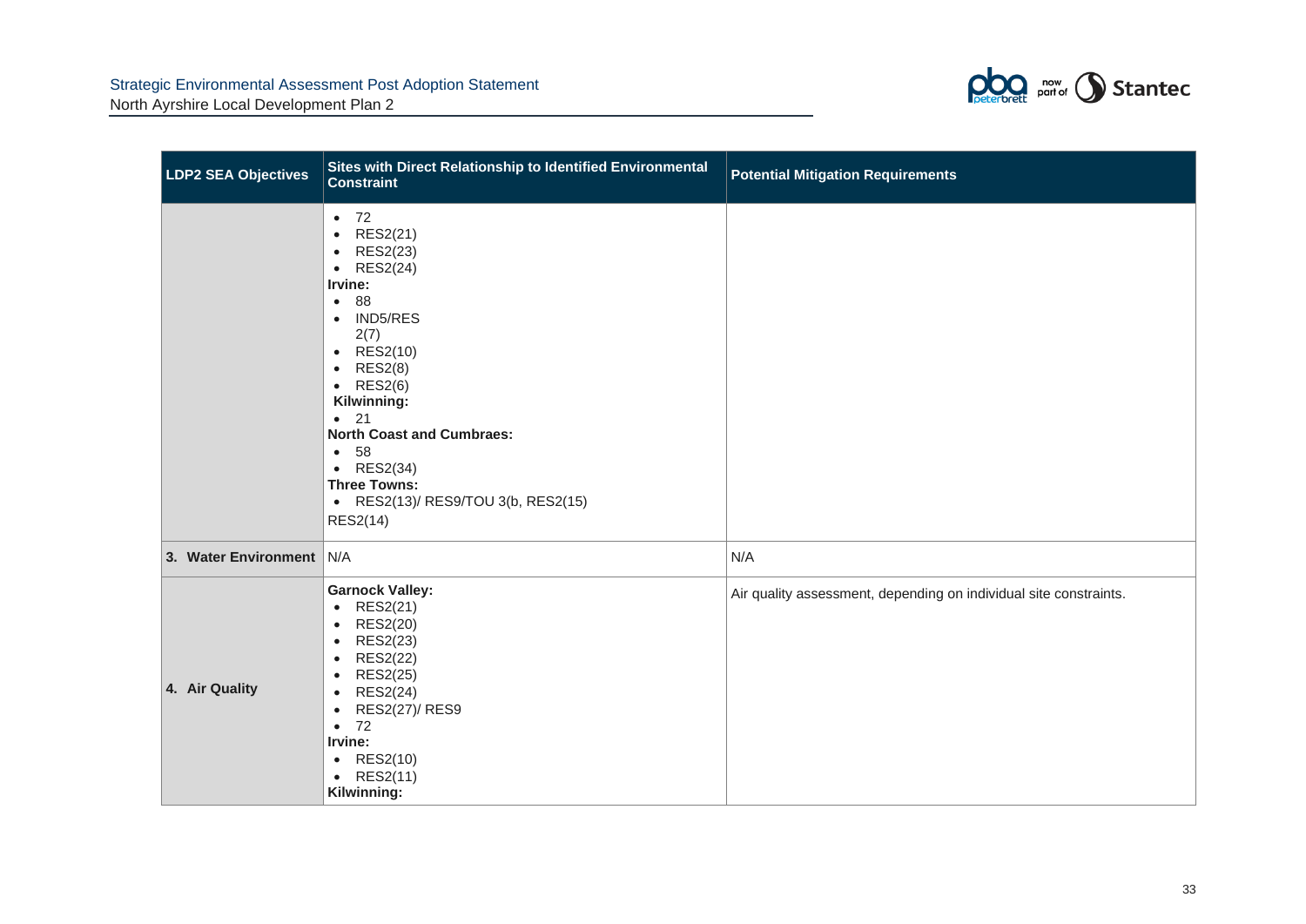| LDP2 SEA Objectives | Sites with Direct Relationship to Identified Environmental Constraint | Potential Mitigation Requirements |
| --- | --- | --- |
| | • 72<br>• RES2(21)<br>• RES2(23)<br>• RES2(24)<br>**Irvine:**<br>• 88<br>• IND5/RES 2(7)<br>• RES2(10)<br>• RES2(8)<br>• RES2(6)<br>**Kilwinning:**<br>• 21<br>**North Coast and Cumbraes:**<br>• 58<br>• RES2(34)<br>**Three Towns:**<br>• RES2(13)/ RES9/TOU 3(b, RES2(15)<br>RES2(14) | |
| 3. Water Environment | N/A | N/A |
| 4. Air Quality | **Garnock Valley:**<br>• RES2(21)<br>• RES2(20)<br>• RES2(23)<br>• RES2(22)<br>• RES2(25)<br>• RES2(24)<br>• RES2(27)/ RES9<br>• 72<br>**Irvine:**<br>• RES2(10)<br>• RES2(11)<br>**Kilwinning:** | Air quality assessment, depending on individual site constraints. |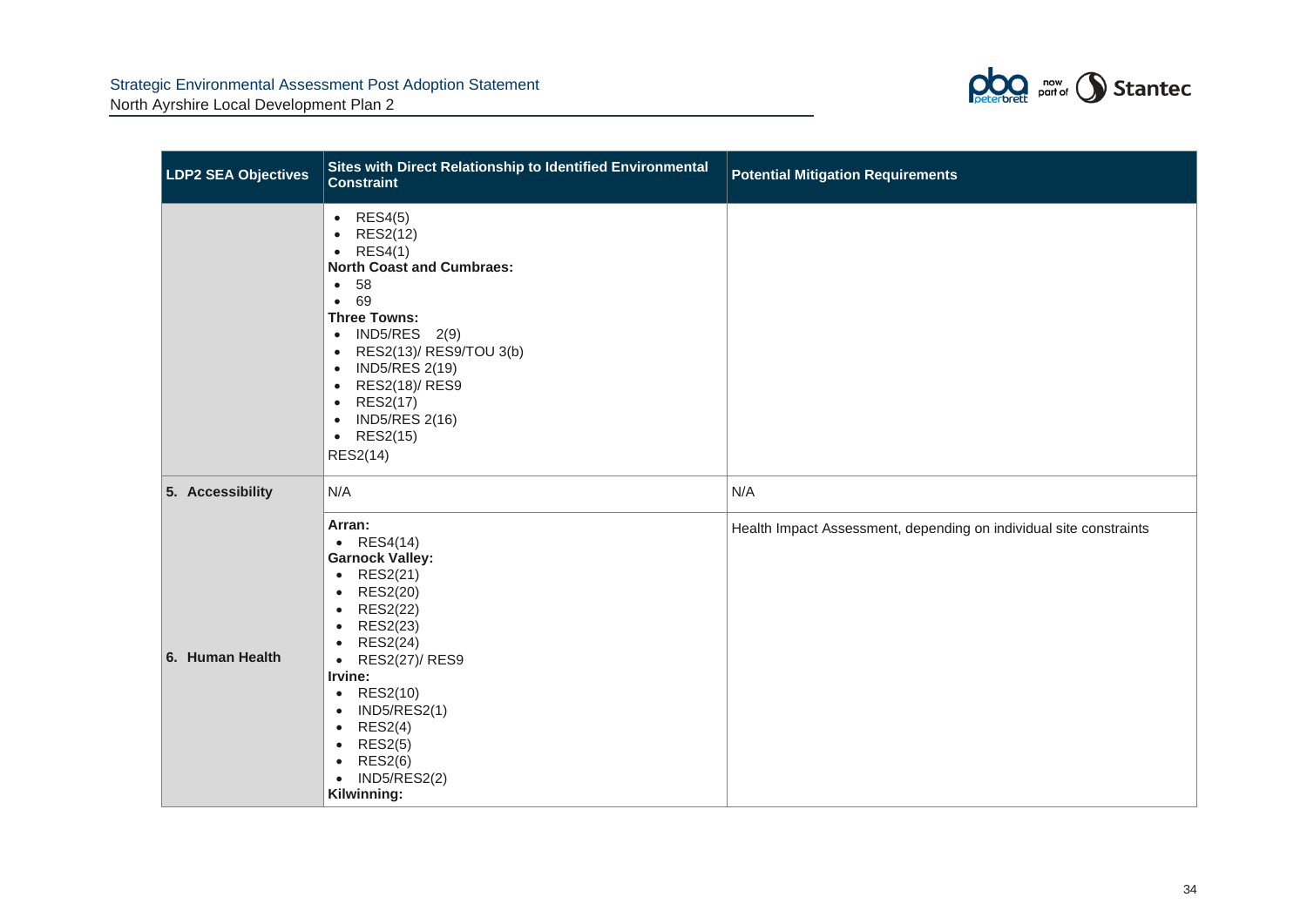| LDP2 SEA Objectives | Sites with Direct Relationship to Identified Environmental Constraint | Potential Mitigation Requirements |
| --- | --- | --- |
| | • RES4(5)<br>• RES2(12)<br>• RES4(1)<br>**North Coast and Cumbraes:**<br>• 58<br>• 69<br>**Three Towns:**<br>• IND5/RES 2(9)<br>• RES2(13)/ RES9/TOU 3(b)<br>• IND5/RES 2(19)<br>• RES2(18)/ RES9<br>• RES2(17)<br>• IND5/RES 2(16)<br>• RES2(15)<br>RES2(14) | |
| **5. Accessibility** | N/A | N/A |
| **6. Human Health** | **Arran:**<br>• RES4(14)<br>**Garnock Valley:**<br>• RES2(21)<br>• RES2(20)<br>• RES2(22)<br>• RES2(23)<br>• RES2(24)<br>• RES2(27)/ RES9<br>**Irvine:**<br>• RES2(10)<br>• IND5/RES2(1)<br>• RES2(4)<br>• RES2(5)<br>• RES2(6)<br>• IND5/RES2(2)<br>**Kilwinning:** | Health Impact Assessment, depending on individual site constraints |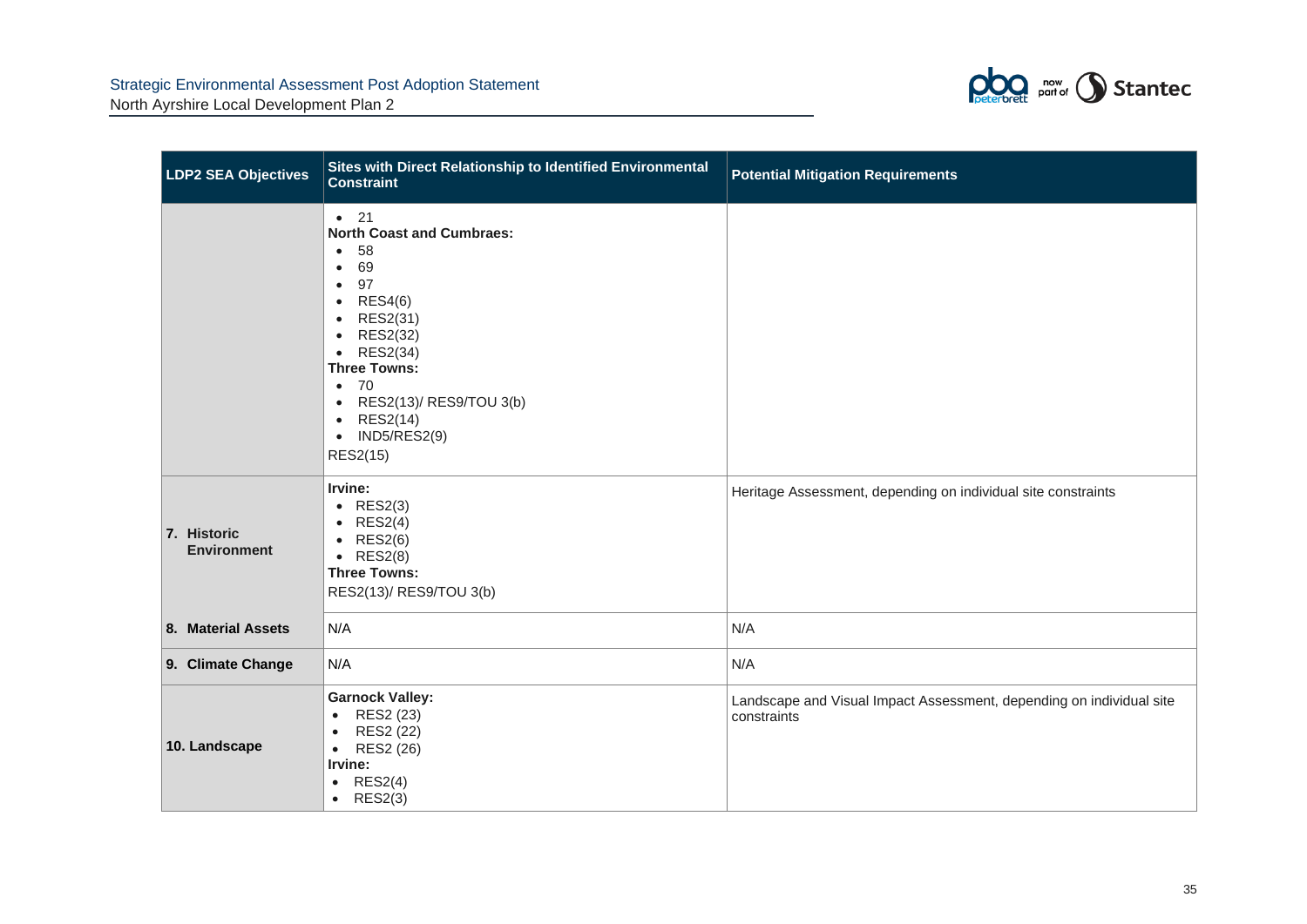| LDP2 SEA Objectives | Sites with Direct Relationship to Identified Environmental Constraint | Potential Mitigation Requirements |
|---|---|---|
| | • 21<br>**North Coast and Cumbraes:**<br>• 58<br>• 69<br>• 97<br>• RES4(6)<br>• RES2(31)<br>• RES2(32)<br>• RES2(34)<br>**Three Towns:**<br>• 70<br>• RES2(13)/ RES9/TOU 3(b)<br>• RES2(14)<br>• IND5/RES2(9)<br>RES2(15) | |
| **7. Historic Environment** | **Irvine:**<br>• RES2(3)<br>• RES2(4)<br>• RES2(6)<br>• RES2(8)<br>**Three Towns:**<br>RES2(13)/ RES9/TOU 3(b) | Heritage Assessment, depending on individual site constraints |
| **8. Material Assets** | N/A | N/A |
| **9. Climate Change** | N/A | N/A |
| **10. Landscape** | **Garnock Valley:**<br>• RES2 (23)<br>• RES2 (22)<br>• RES2 (26)<br>**Irvine:**<br>• RES2(4)<br>• RES2(3) | Landscape and Visual Impact Assessment, depending on individual site constraints |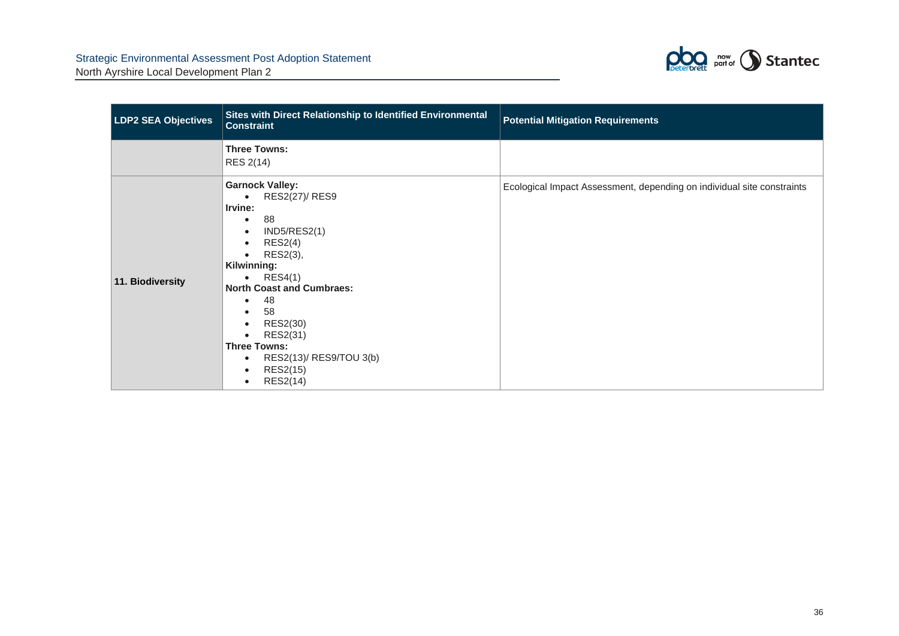| LDP2 SEA Objectives | Sites with Direct Relationship to Identified Environmental Constraint | Potential Mitigation Requirements |
|---|---|---|
| | **Three Towns:**<br>RES 2(14) | |
| **11. Biodiversity** | **Garnock Valley:**<br>• RES2(27)/ RES9<br>**Irvine:**<br>• 88<br>• IND5/RES2(1)<br>• RES2(4)<br>• RES2(3),<br>**Kilwinning:**<br>• RES4(1)<br>**North Coast and Cumbraes:**<br>• 48<br>• 58<br>• RES2(30)<br>• RES2(31)<br>**Three Towns:**<br>• RES2(13)/ RES9/TOU 3(b)<br>• RES2(15)<br>• RES2(14) | Ecological Impact Assessment, depending on individual site constraints |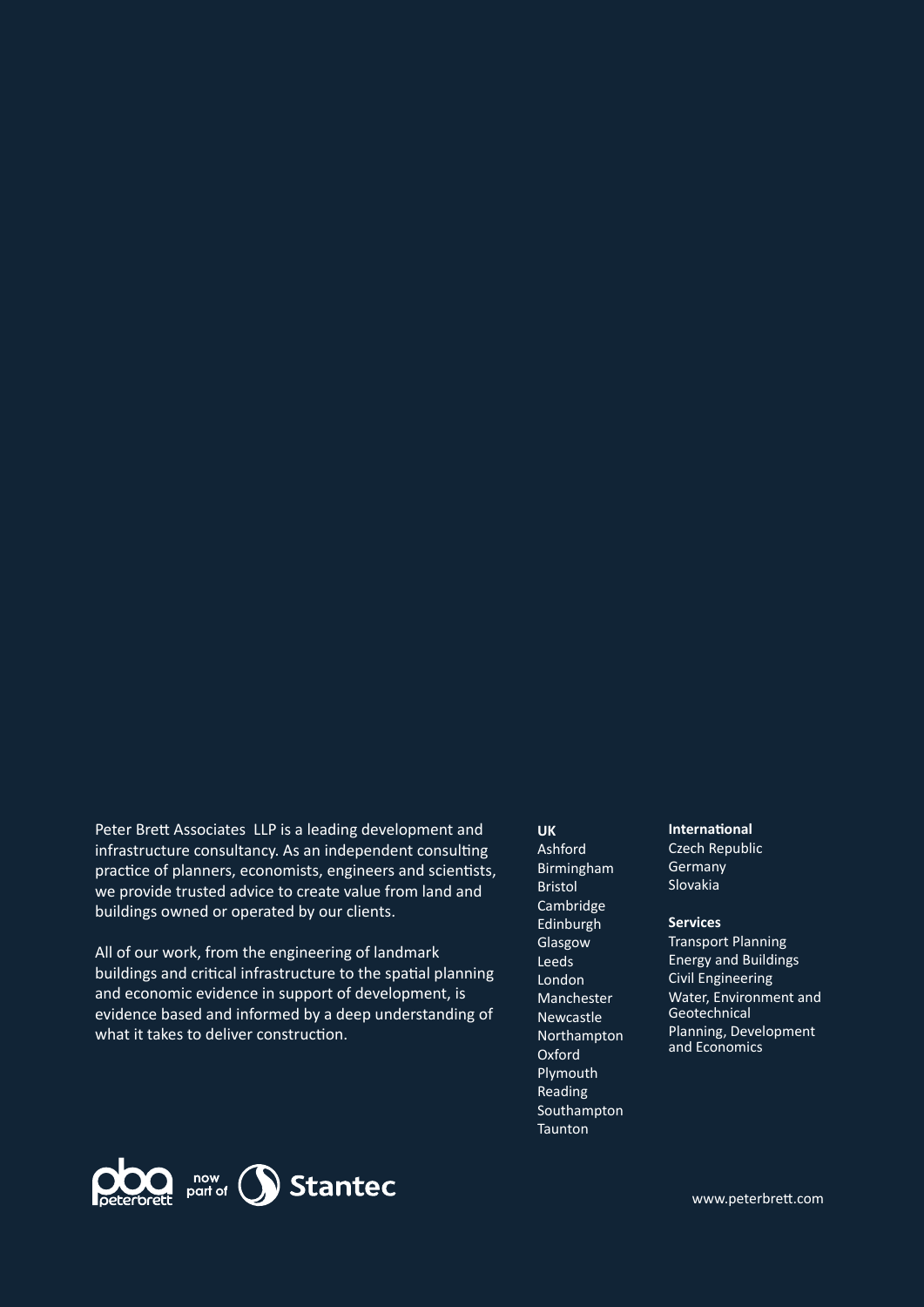Peter Brett Associates LLP is a leading development and infrastructure consultancy. As an independent consulting practice of planners, economists, engineers and scientists, we provide trusted advice to create value from land and buildings owned or operated by our clients.

All of our work, from the engineering of landmark buildings and critical infrastructure to the spatial planning and economic evidence in support of development, is evidence based and informed by a deep understanding of what it takes to deliver construction.

**UK**
Ashford
Birmingham
Bristol
Cambridge
Edinburgh
Glasgow
Leeds
London
Manchester
Newcastle
Northampton
Oxford
Plymouth
Reading
Southampton
Taunton

**International**
Czech Republic
Germany
Slovakia

**Services**
Transport Planning
Energy and Buildings
Civil Engineering
Water, Environment and Geotechnical
Planning, Development and Economics

pba peterbrett now part of Stantec

www.peterbrett.com